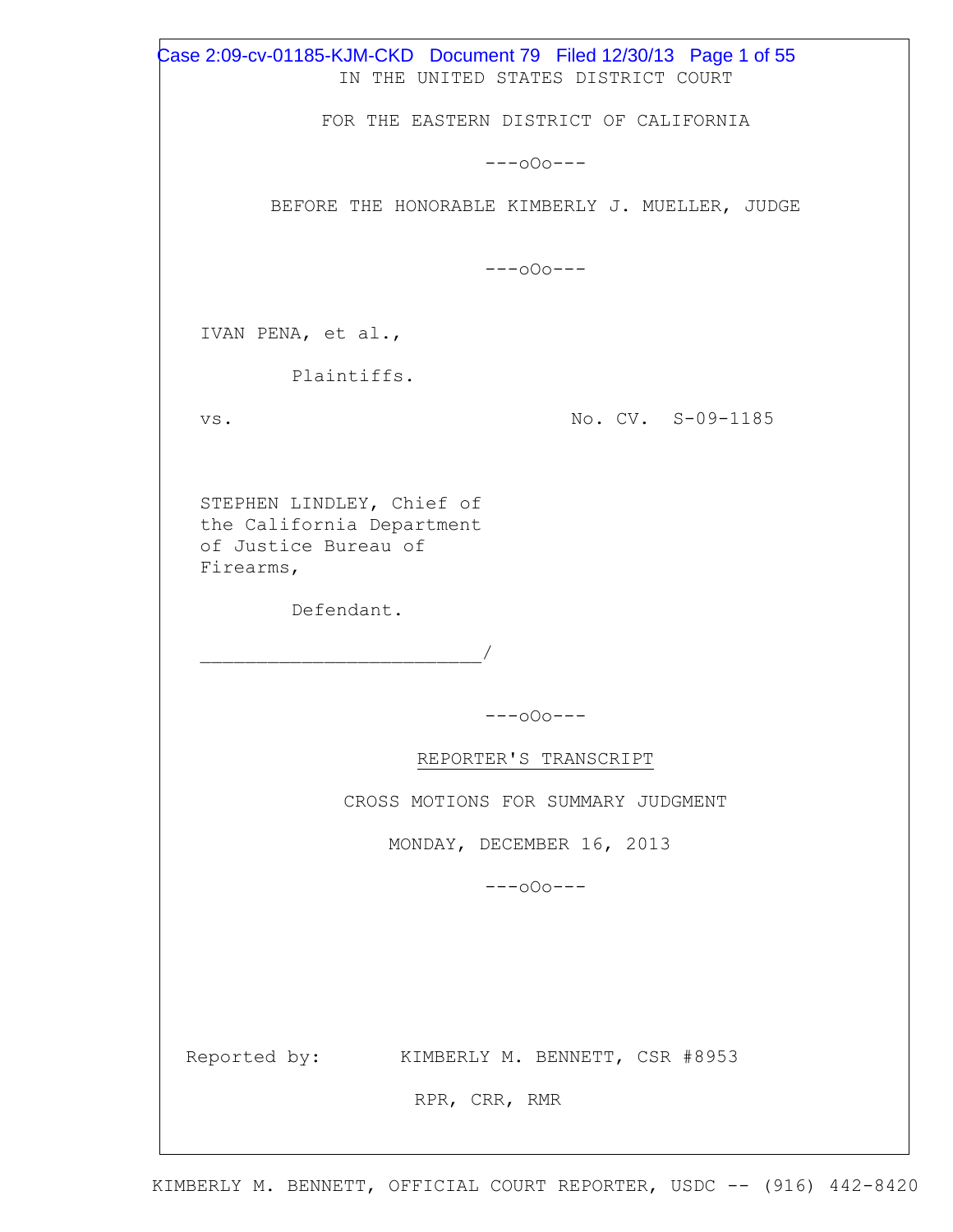IN THE UNITED STATES DISTRICT COURT

FOR THE EASTERN DISTRICT OF CALIFORNIA

---oOo---

BEFORE THE HONORABLE KIMBERLY J. MUELLER, JUDGE

---oOo---

IVAN PENA, et al.,

Plaintiffs.

vs. No. CV. S-09-1185

STEPHEN LINDLEY, Chief of the California Department of Justice Bureau of Firearms,

Defendant.

_______________________/

---oOo---

REPORTER'S TRANSCRIPT

CROSS MOTIONS FOR SUMMARY JUDGMENT

MONDAY, DECEMBER 16, 2013

---oOo---

Reported by: KIMBERLY M. BENNETT, CSR #8953

RPR, CRR, RMR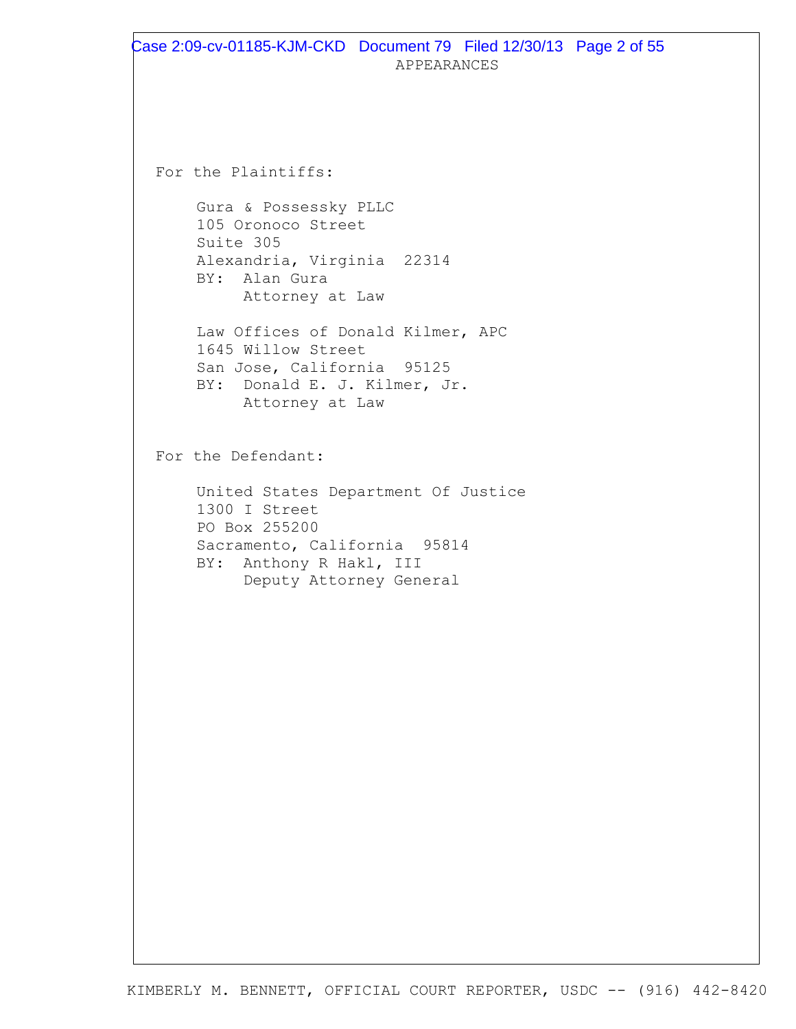# APPEARANCES

For the Plaintiffs:

Gura & Possessky PLLC
105 Oronoco Street
Suite 305
Alexandria, Virginia 22314
BY: Alan Gura
Attorney at Law

Law Offices of Donald Kilmer, APC
1645 Willow Street
San Jose, California 95125
BY: Donald E. J. Kilmer, Jr.
Attorney at Law

For the Defendant:

United States Department Of Justice
1300 I Street
PO Box 255200
Sacramento, California 95814
BY: Anthony R Hakl, III
Deputy Attorney General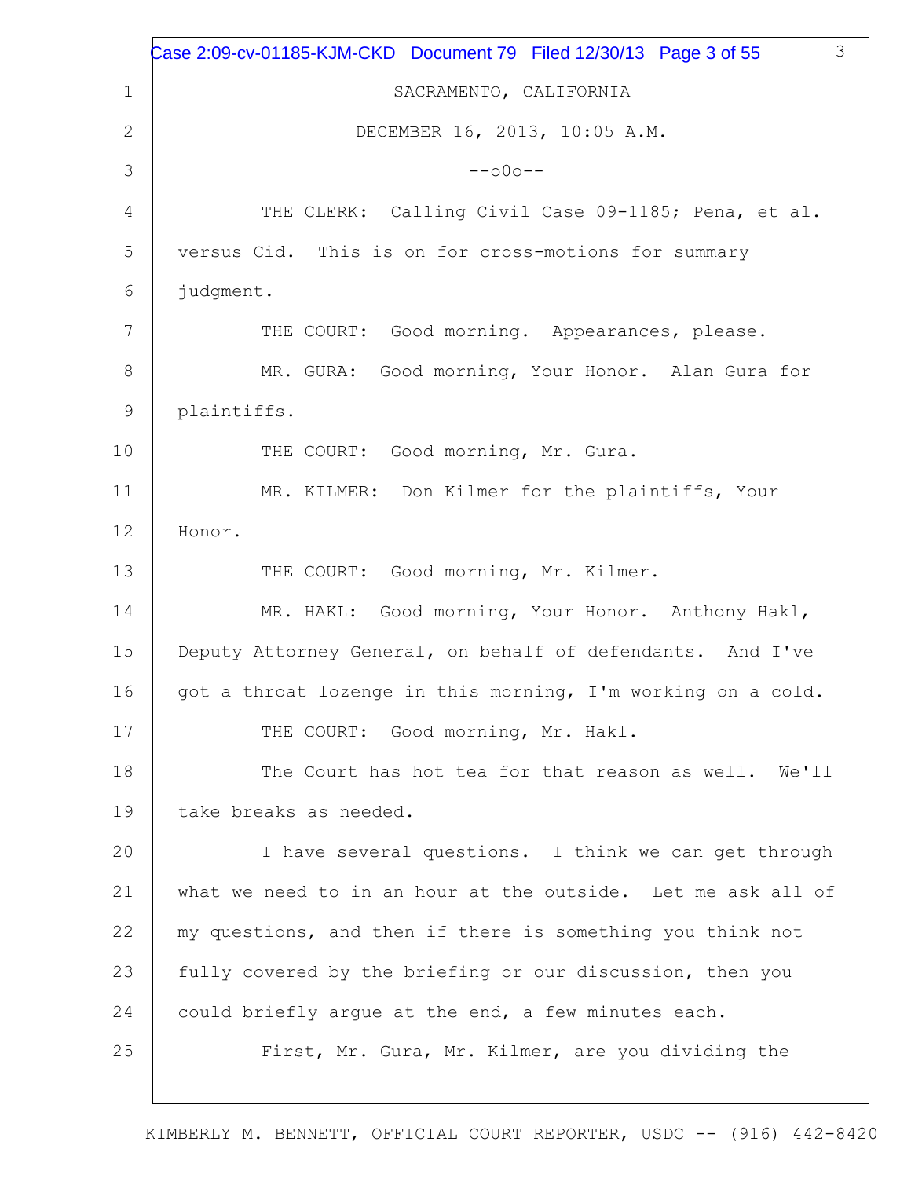SACRAMENTO, CALIFORNIA

DECEMBER 16, 2013, 10:05 A.M.

--o0o--

THE CLERK: Calling Civil Case 09-1185; Pena, et al. versus Cid. This is on for cross-motions for summary judgment.

THE COURT: Good morning. Appearances, please.

MR. GURA: Good morning, Your Honor. Alan Gura for plaintiffs.

THE COURT: Good morning, Mr. Gura.

MR. KILMER: Don Kilmer for the plaintiffs, Your Honor.

THE COURT: Good morning, Mr. Kilmer.

MR. HAKL: Good morning, Your Honor. Anthony Hakl, Deputy Attorney General, on behalf of defendants. And I've got a throat lozenge in this morning, I'm working on a cold.

THE COURT: Good morning, Mr. Hakl.

The Court has hot tea for that reason as well. We'll take breaks as needed.

I have several questions. I think we can get through what we need to in an hour at the outside. Let me ask all of my questions, and then if there is something you think not fully covered by the briefing or our discussion, then you could briefly argue at the end, a few minutes each.

First, Mr. Gura, Mr. Kilmer, are you dividing the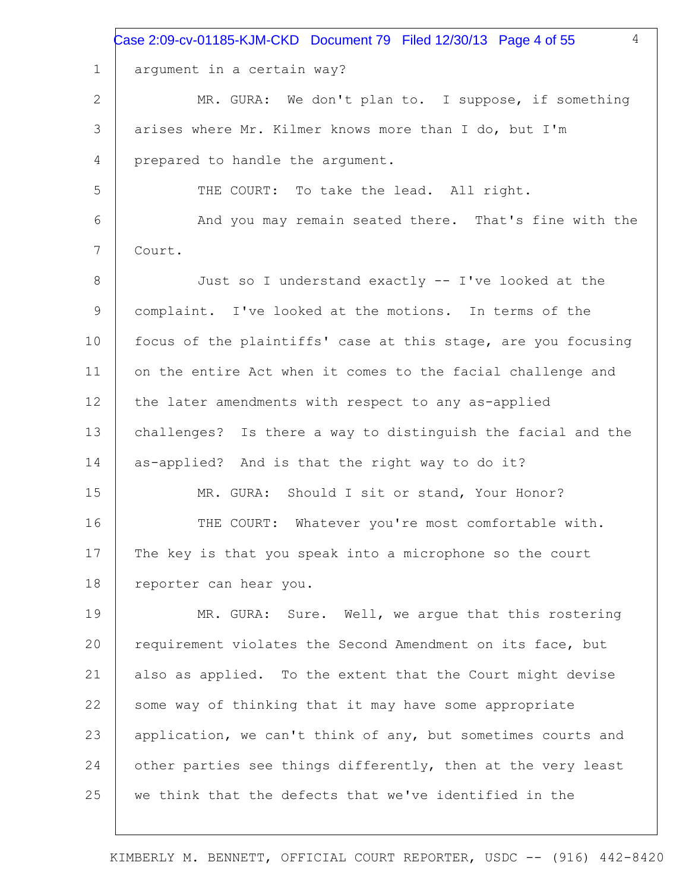argument in a certain way?

MR. GURA: We don't plan to. I suppose, if something arises where Mr. Kilmer knows more than I do, but I'm prepared to handle the argument.

THE COURT: To take the lead. All right.

And you may remain seated there. That's fine with the Court.

Just so I understand exactly -- I've looked at the complaint. I've looked at the motions. In terms of the focus of the plaintiffs' case at this stage, are you focusing on the entire Act when it comes to the facial challenge and the later amendments with respect to any as-applied challenges? Is there a way to distinguish the facial and the as-applied? And is that the right way to do it?

MR. GURA: Should I sit or stand, Your Honor?

THE COURT: Whatever you're most comfortable with. The key is that you speak into a microphone so the court reporter can hear you.

MR. GURA: Sure. Well, we argue that this rostering requirement violates the Second Amendment on its face, but also as applied. To the extent that the Court might devise some way of thinking that it may have some appropriate application, we can't think of any, but sometimes courts and other parties see things differently, then at the very least we think that the defects that we've identified in the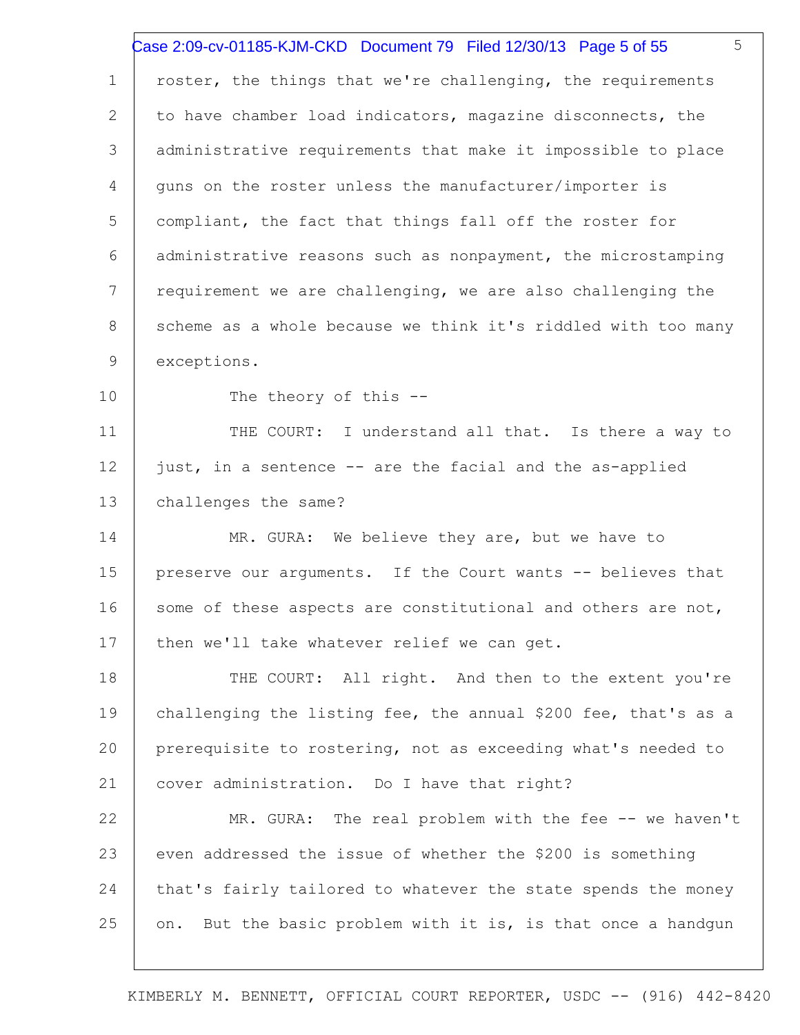roster, the things that we're challenging, the requirements to have chamber load indicators, magazine disconnects, the administrative requirements that make it impossible to place guns on the roster unless the manufacturer/importer is compliant, the fact that things fall off the roster for administrative reasons such as nonpayment, the microstamping requirement we are challenging, we are also challenging the scheme as a whole because we think it's riddled with too many exceptions.

The theory of this --

THE COURT: I understand all that. Is there a way to just, in a sentence -- are the facial and the as-applied challenges the same?

MR. GURA: We believe they are, but we have to preserve our arguments. If the Court wants -- believes that some of these aspects are constitutional and others are not, then we'll take whatever relief we can get.

THE COURT: All right. And then to the extent you're challenging the listing fee, the annual $200 fee, that's as a prerequisite to rostering, not as exceeding what's needed to cover administration. Do I have that right?

MR. GURA: The real problem with the fee -- we haven't even addressed the issue of whether the $200 is something that's fairly tailored to whatever the state spends the money on. But the basic problem with it is, is that once a handgun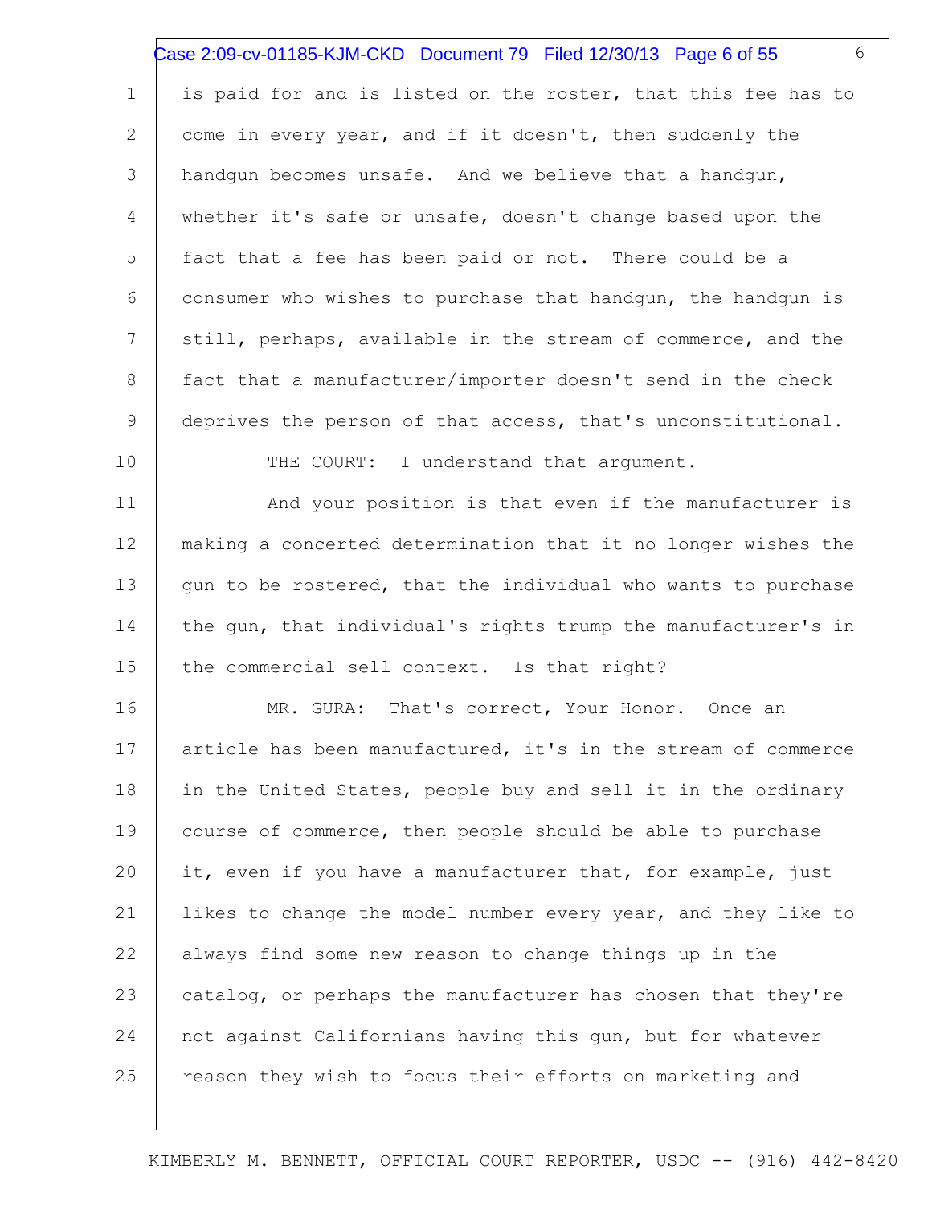is paid for and is listed on the roster, that this fee has to come in every year, and if it doesn't, then suddenly the handgun becomes unsafe. And we believe that a handgun, whether it's safe or unsafe, doesn't change based upon the fact that a fee has been paid or not. There could be a consumer who wishes to purchase that handgun, the handgun is still, perhaps, available in the stream of commerce, and the fact that a manufacturer/importer doesn't send in the check deprives the person of that access, that's unconstitutional.

THE COURT: I understand that argument.

And your position is that even if the manufacturer is making a concerted determination that it no longer wishes the gun to be rostered, that the individual who wants to purchase the gun, that individual's rights trump the manufacturer's in the commercial sell context. Is that right?

MR. GURA: That's correct, Your Honor. Once an article has been manufactured, it's in the stream of commerce in the United States, people buy and sell it in the ordinary course of commerce, then people should be able to purchase it, even if you have a manufacturer that, for example, just likes to change the model number every year, and they like to always find some new reason to change things up in the catalog, or perhaps the manufacturer has chosen that they're not against Californians having this gun, but for whatever reason they wish to focus their efforts on marketing and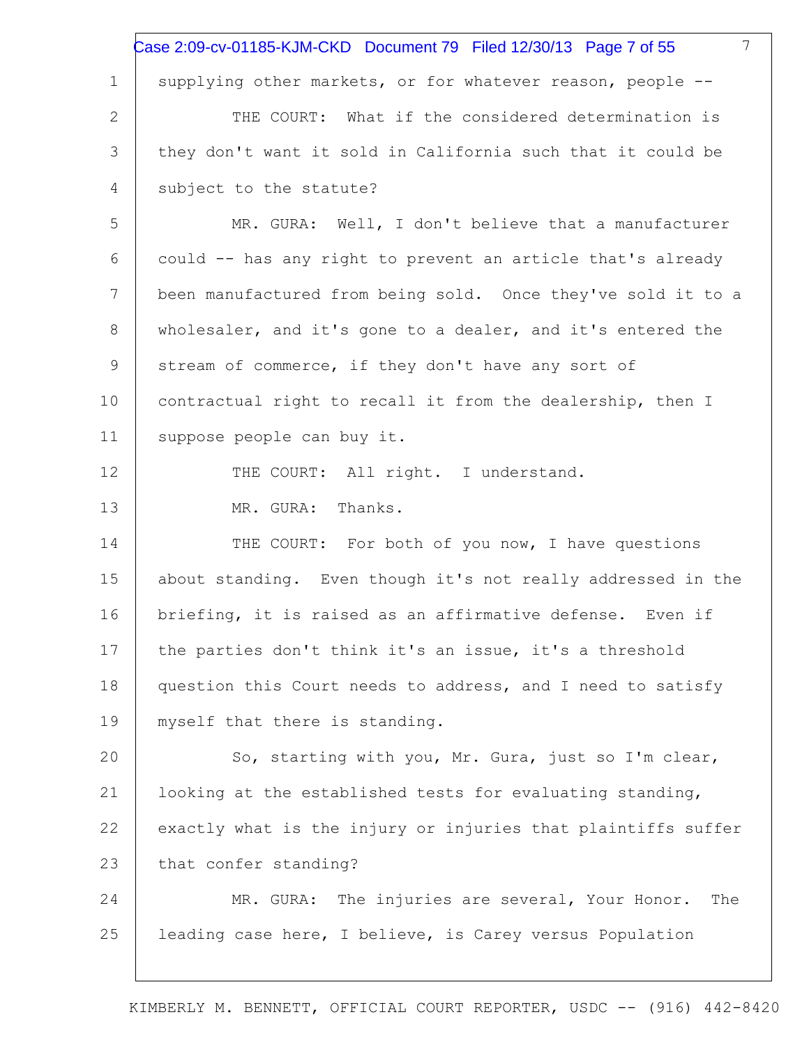supplying other markets, or for whatever reason, people --

THE COURT: What if the considered determination is they don't want it sold in California such that it could be subject to the statute?

MR. GURA: Well, I don't believe that a manufacturer could -- has any right to prevent an article that's already been manufactured from being sold. Once they've sold it to a wholesaler, and it's gone to a dealer, and it's entered the stream of commerce, if they don't have any sort of contractual right to recall it from the dealership, then I suppose people can buy it.

THE COURT: All right. I understand.

MR. GURA: Thanks.

THE COURT: For both of you now, I have questions about standing. Even though it's not really addressed in the briefing, it is raised as an affirmative defense. Even if the parties don't think it's an issue, it's a threshold question this Court needs to address, and I need to satisfy myself that there is standing.

So, starting with you, Mr. Gura, just so I'm clear, looking at the established tests for evaluating standing, exactly what is the injury or injuries that plaintiffs suffer that confer standing?

MR. GURA: The injuries are several, Your Honor. The leading case here, I believe, is Carey versus Population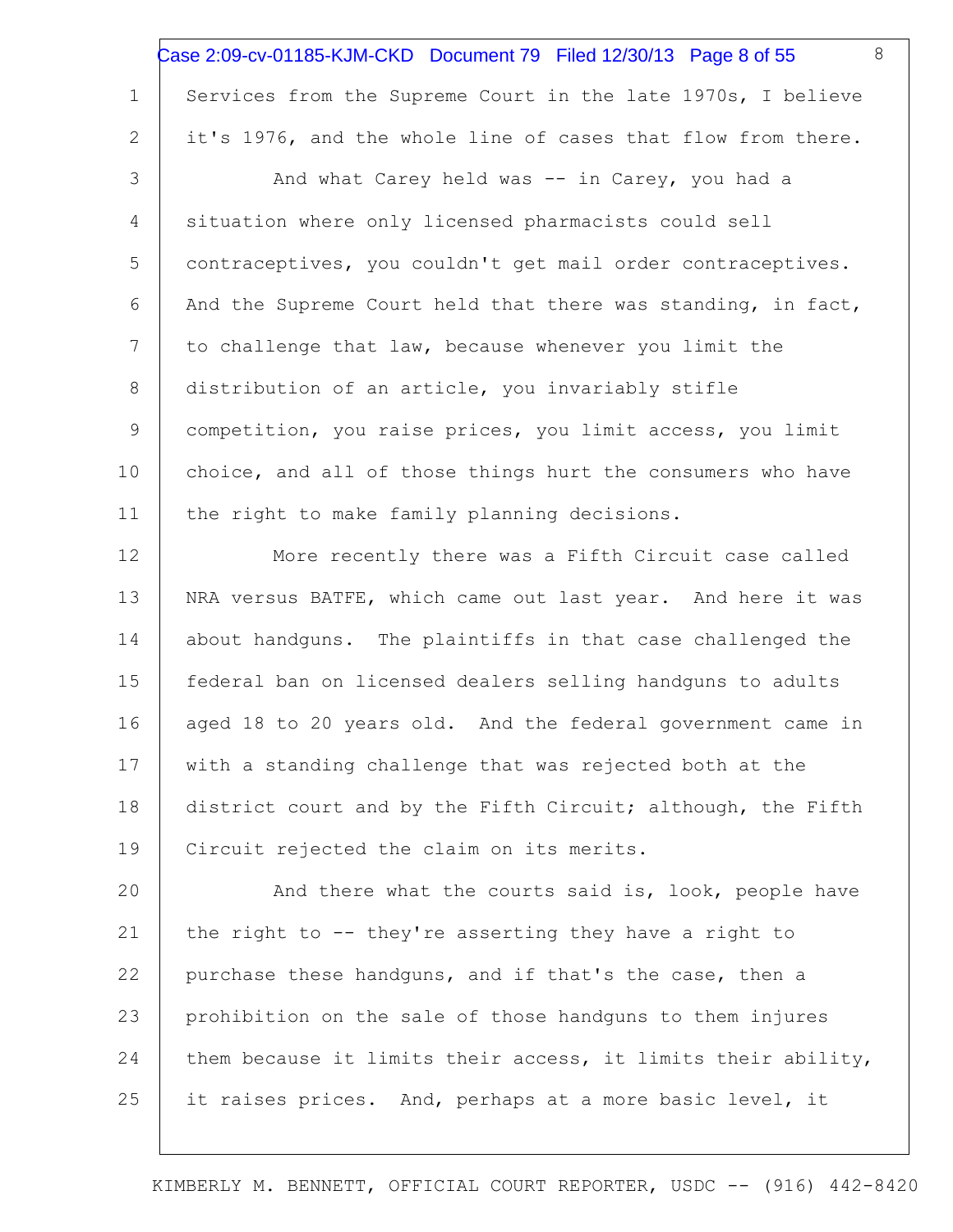Services from the Supreme Court in the late 1970s, I believe it's 1976, and the whole line of cases that flow from there.

And what Carey held was -- in Carey, you had a situation where only licensed pharmacists could sell contraceptives, you couldn't get mail order contraceptives. And the Supreme Court held that there was standing, in fact, to challenge that law, because whenever you limit the distribution of an article, you invariably stifle competition, you raise prices, you limit access, you limit choice, and all of those things hurt the consumers who have the right to make family planning decisions.

More recently there was a Fifth Circuit case called NRA versus BATFE, which came out last year. And here it was about handguns. The plaintiffs in that case challenged the federal ban on licensed dealers selling handguns to adults aged 18 to 20 years old. And the federal government came in with a standing challenge that was rejected both at the district court and by the Fifth Circuit; although, the Fifth Circuit rejected the claim on its merits.

And there what the courts said is, look, people have the right to -- they're asserting they have a right to purchase these handguns, and if that's the case, then a prohibition on the sale of those handguns to them injures them because it limits their access, it limits their ability, it raises prices. And, perhaps at a more basic level, it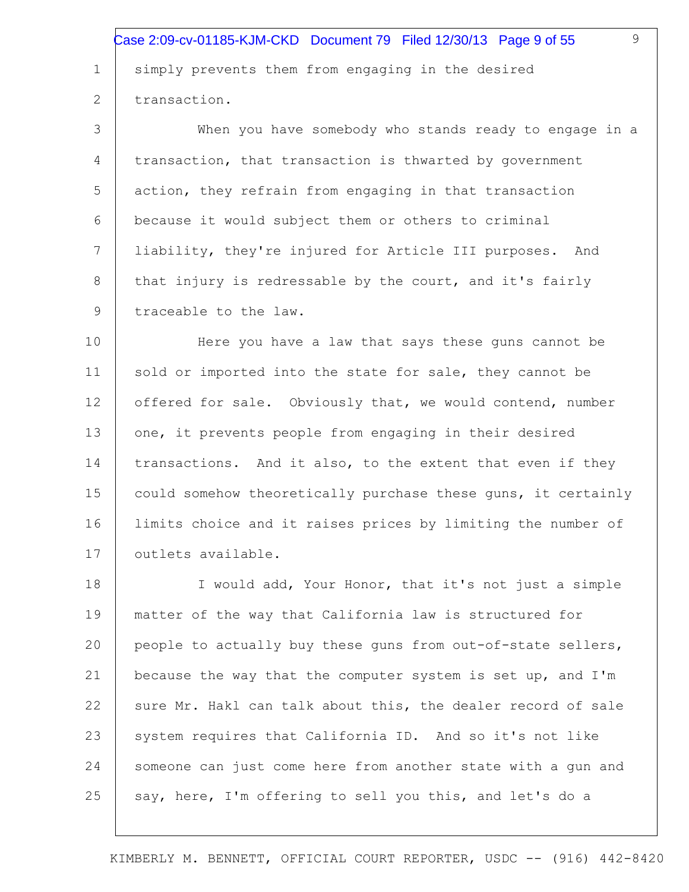simply prevents them from engaging in the desired transaction.

When you have somebody who stands ready to engage in a transaction, that transaction is thwarted by government action, they refrain from engaging in that transaction because it would subject them or others to criminal liability, they're injured for Article III purposes. And that injury is redressable by the court, and it's fairly traceable to the law.

Here you have a law that says these guns cannot be sold or imported into the state for sale, they cannot be offered for sale. Obviously that, we would contend, number one, it prevents people from engaging in their desired transactions. And it also, to the extent that even if they could somehow theoretically purchase these guns, it certainly limits choice and it raises prices by limiting the number of outlets available.

I would add, Your Honor, that it's not just a simple matter of the way that California law is structured for people to actually buy these guns from out-of-state sellers, because the way that the computer system is set up, and I'm sure Mr. Hakl can talk about this, the dealer record of sale system requires that California ID. And so it's not like someone can just come here from another state with a gun and say, here, I'm offering to sell you this, and let's do a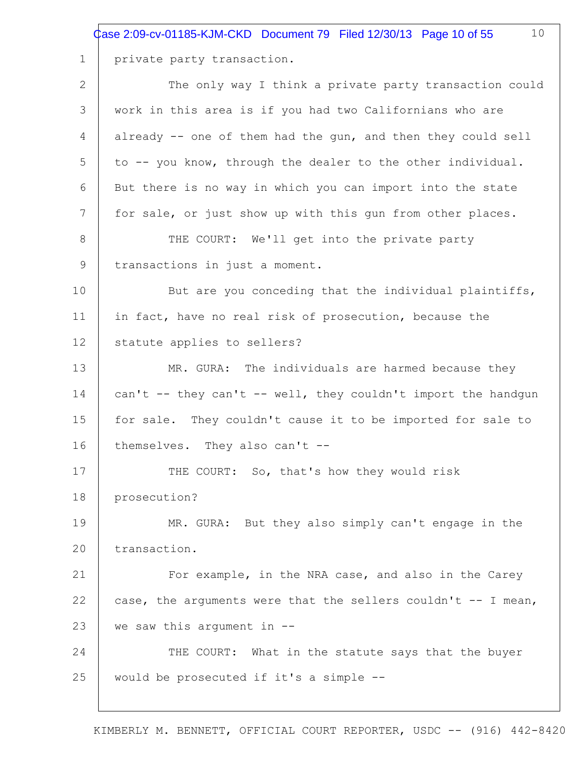private party transaction.

The only way I think a private party transaction could work in this area is if you had two Californians who are already -- one of them had the gun, and then they could sell to -- you know, through the dealer to the other individual. But there is no way in which you can import into the state for sale, or just show up with this gun from other places.

THE COURT: We'll get into the private party transactions in just a moment.

But are you conceding that the individual plaintiffs, in fact, have no real risk of prosecution, because the statute applies to sellers?

MR. GURA: The individuals are harmed because they can't -- they can't -- well, they couldn't import the handgun for sale. They couldn't cause it to be imported for sale to themselves. They also can't --

THE COURT: So, that's how they would risk prosecution?

MR. GURA: But they also simply can't engage in the transaction.

For example, in the NRA case, and also in the Carey case, the arguments were that the sellers couldn't -- I mean, we saw this argument in --

THE COURT: What in the statute says that the buyer would be prosecuted if it's a simple --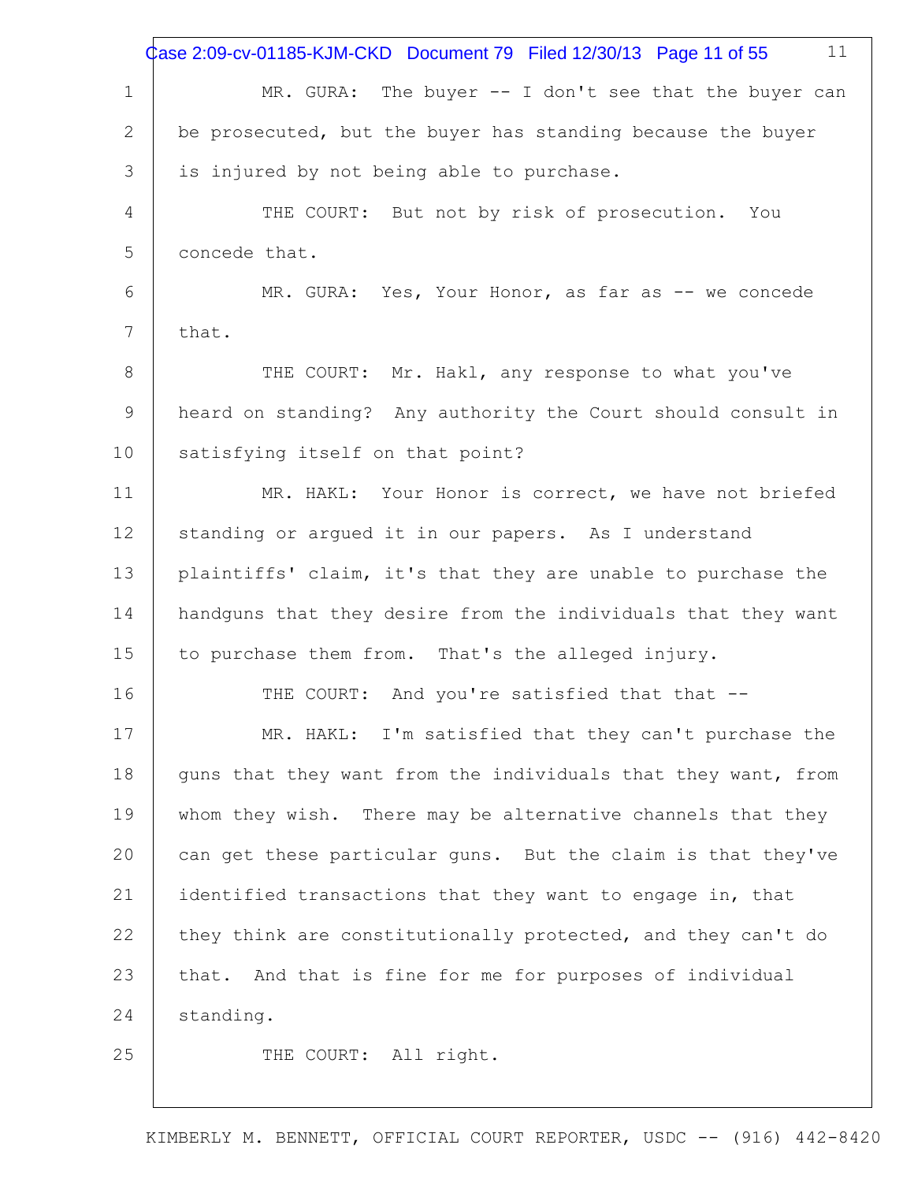MR. GURA: The buyer -- I don't see that the buyer can be prosecuted, but the buyer has standing because the buyer is injured by not being able to purchase.

THE COURT: But not by risk of prosecution. You concede that.

MR. GURA: Yes, Your Honor, as far as -- we concede that.

THE COURT: Mr. Hakl, any response to what you've heard on standing? Any authority the Court should consult in satisfying itself on that point?

MR. HAKL: Your Honor is correct, we have not briefed standing or argued it in our papers. As I understand plaintiffs' claim, it's that they are unable to purchase the handguns that they desire from the individuals that they want to purchase them from. That's the alleged injury.

THE COURT: And you're satisfied that that --

MR. HAKL: I'm satisfied that they can't purchase the guns that they want from the individuals that they want, from whom they wish. There may be alternative channels that they can get these particular guns. But the claim is that they've identified transactions that they want to engage in, that they think are constitutionally protected, and they can't do that. And that is fine for me for purposes of individual standing.

THE COURT: All right.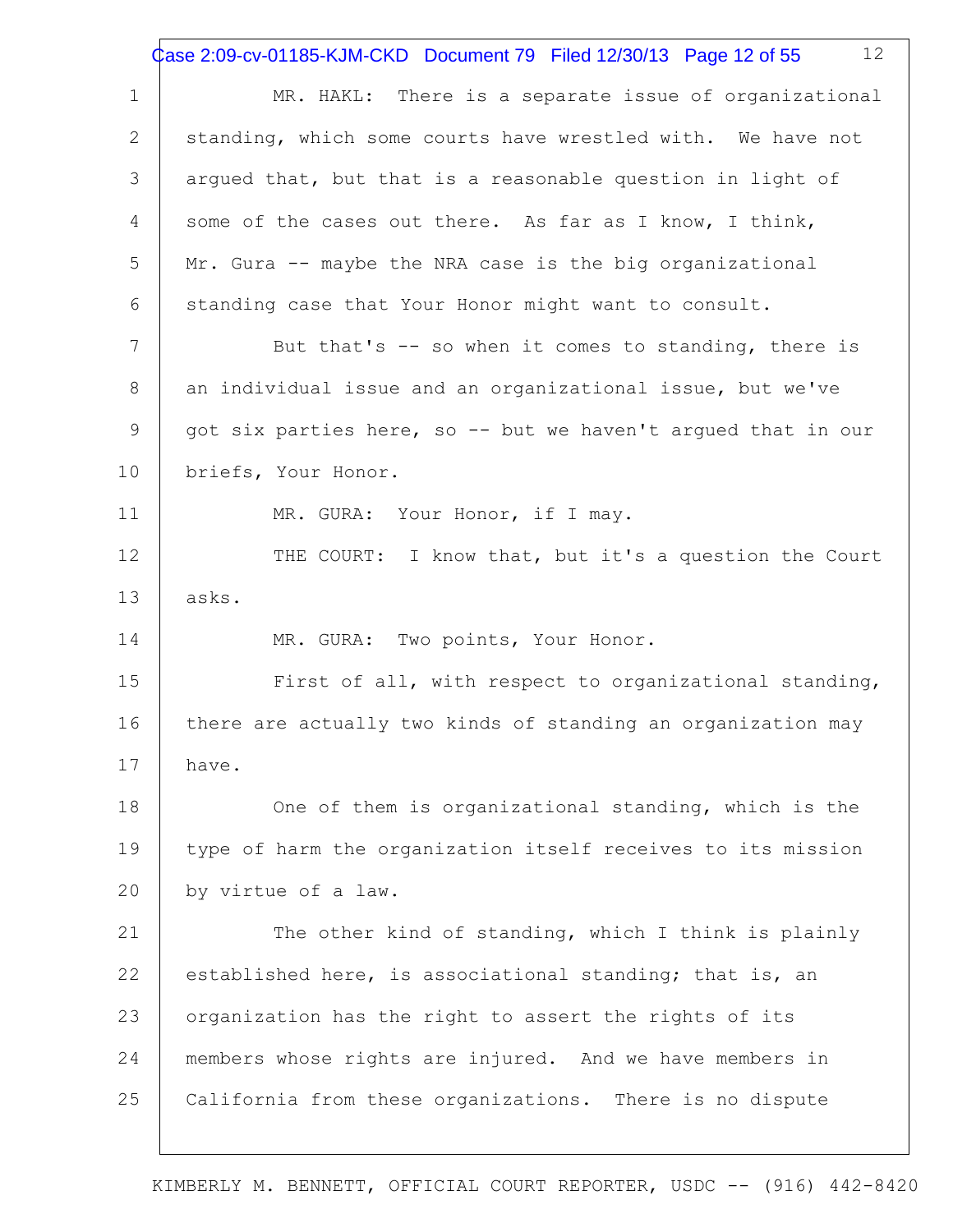MR. HAKL: There is a separate issue of organizational standing, which some courts have wrestled with. We have not argued that, but that is a reasonable question in light of some of the cases out there. As far as I know, I think, Mr. Gura -- maybe the NRA case is the big organizational standing case that Your Honor might want to consult.

But that's -- so when it comes to standing, there is an individual issue and an organizational issue, but we've got six parties here, so -- but we haven't argued that in our briefs, Your Honor.

MR. GURA: Your Honor, if I may.

THE COURT: I know that, but it's a question the Court asks.

MR. GURA: Two points, Your Honor.

First of all, with respect to organizational standing, there are actually two kinds of standing an organization may have.

One of them is organizational standing, which is the type of harm the organization itself receives to its mission by virtue of a law.

The other kind of standing, which I think is plainly established here, is associational standing; that is, an organization has the right to assert the rights of its members whose rights are injured. And we have members in California from these organizations. There is no dispute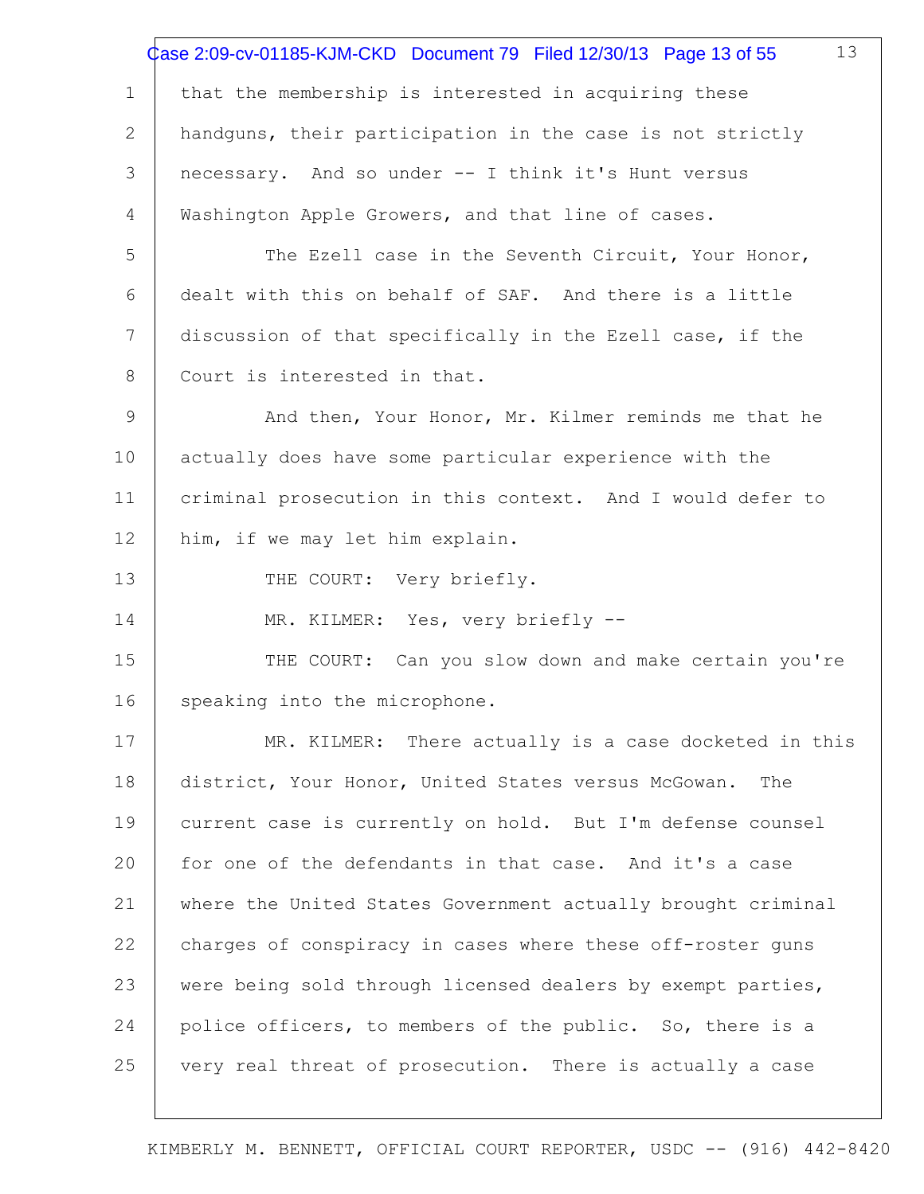that the membership is interested in acquiring these handguns, their participation in the case is not strictly necessary. And so under -- I think it's Hunt versus Washington Apple Growers, and that line of cases.

The Ezell case in the Seventh Circuit, Your Honor, dealt with this on behalf of SAF. And there is a little discussion of that specifically in the Ezell case, if the Court is interested in that.

And then, Your Honor, Mr. Kilmer reminds me that he actually does have some particular experience with the criminal prosecution in this context. And I would defer to him, if we may let him explain.

THE COURT: Very briefly.

MR. KILMER: Yes, very briefly --

THE COURT: Can you slow down and make certain you're speaking into the microphone.

MR. KILMER: There actually is a case docketed in this district, Your Honor, United States versus McGowan. The current case is currently on hold. But I'm defense counsel for one of the defendants in that case. And it's a case where the United States Government actually brought criminal charges of conspiracy in cases where these off-roster guns were being sold through licensed dealers by exempt parties, police officers, to members of the public. So, there is a very real threat of prosecution. There is actually a case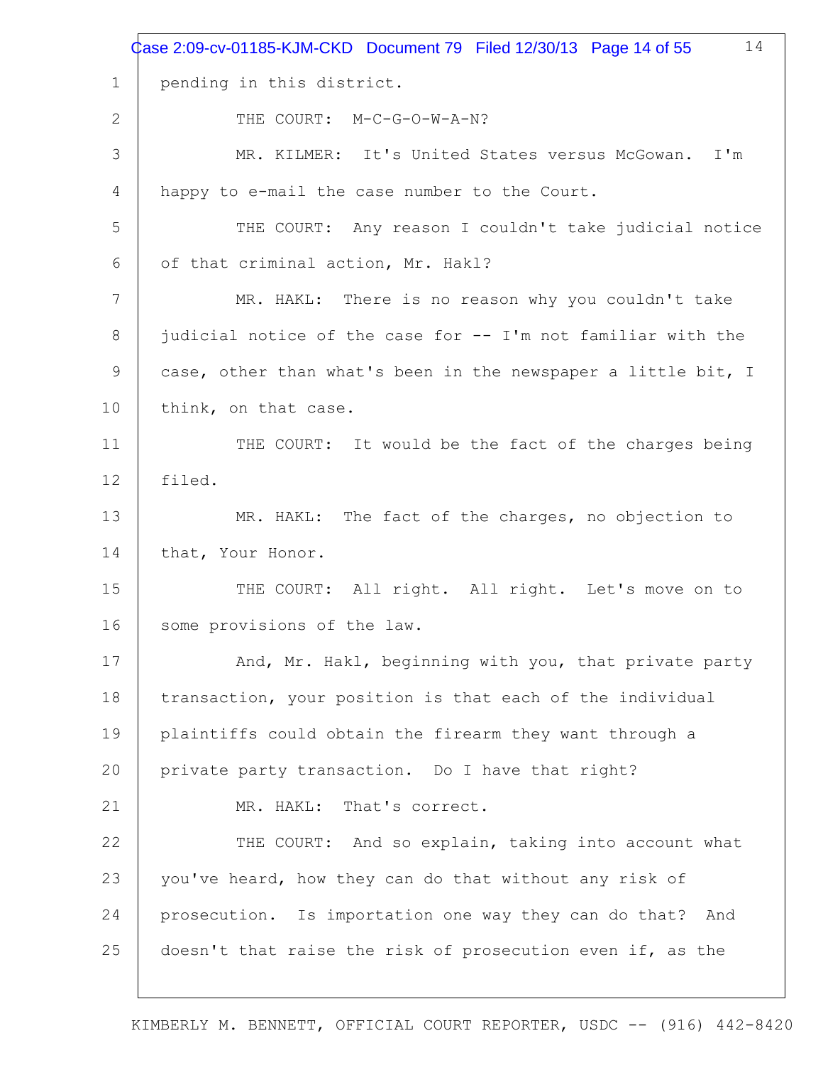pending in this district.

THE COURT: M-C-G-O-W-A-N?

MR. KILMER: It's United States versus McGowan. I'm happy to e-mail the case number to the Court.

THE COURT: Any reason I couldn't take judicial notice of that criminal action, Mr. Hakl?

MR. HAKL: There is no reason why you couldn't take judicial notice of the case for -- I'm not familiar with the case, other than what's been in the newspaper a little bit, I think, on that case.

THE COURT: It would be the fact of the charges being filed.

MR. HAKL: The fact of the charges, no objection to that, Your Honor.

THE COURT: All right. All right. Let's move on to some provisions of the law.

And, Mr. Hakl, beginning with you, that private party transaction, your position is that each of the individual plaintiffs could obtain the firearm they want through a private party transaction. Do I have that right?

MR. HAKL: That's correct.

THE COURT: And so explain, taking into account what you've heard, how they can do that without any risk of prosecution. Is importation one way they can do that? And doesn't that raise the risk of prosecution even if, as the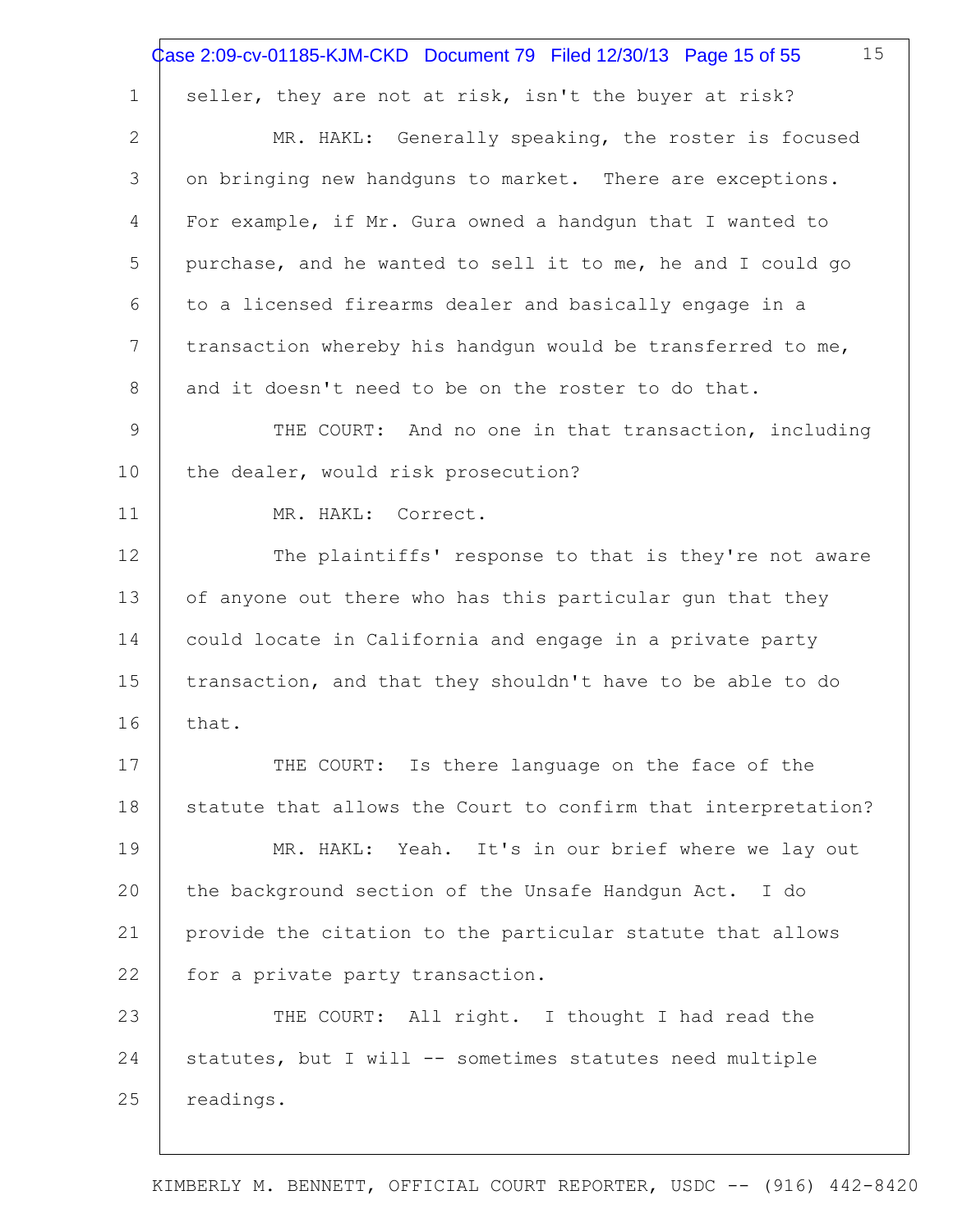seller, they are not at risk, isn't the buyer at risk?

MR. HAKL: Generally speaking, the roster is focused on bringing new handguns to market. There are exceptions. For example, if Mr. Gura owned a handgun that I wanted to purchase, and he wanted to sell it to me, he and I could go to a licensed firearms dealer and basically engage in a transaction whereby his handgun would be transferred to me, and it doesn't need to be on the roster to do that.

THE COURT: And no one in that transaction, including the dealer, would risk prosecution?

MR. HAKL: Correct.

The plaintiffs' response to that is they're not aware of anyone out there who has this particular gun that they could locate in California and engage in a private party transaction, and that they shouldn't have to be able to do that.

THE COURT: Is there language on the face of the statute that allows the Court to confirm that interpretation?

MR. HAKL: Yeah. It's in our brief where we lay out the background section of the Unsafe Handgun Act. I do provide the citation to the particular statute that allows for a private party transaction.

THE COURT: All right. I thought I had read the statutes, but I will -- sometimes statutes need multiple readings.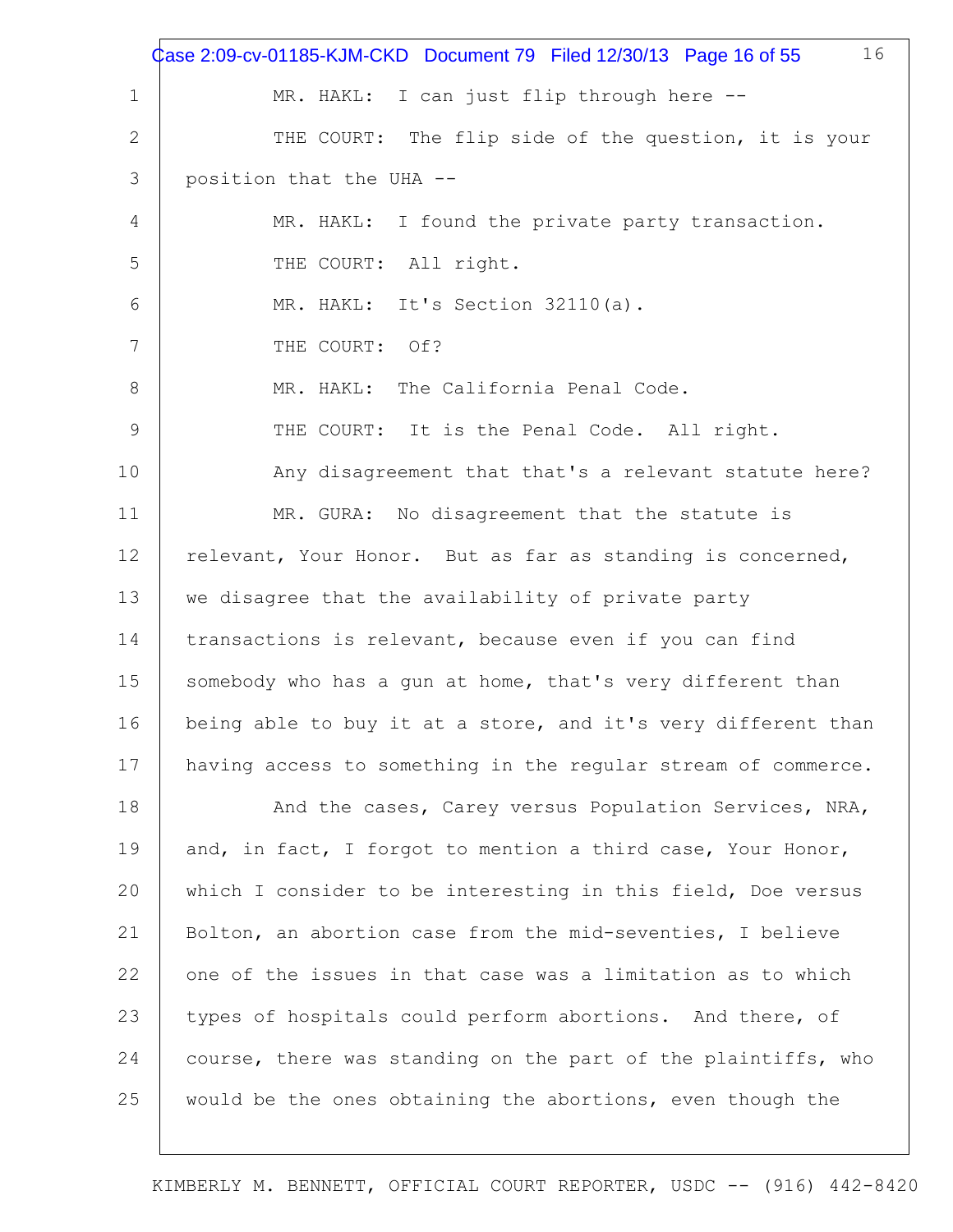MR. HAKL: I can just flip through here --

THE COURT: The flip side of the question, it is your position that the UHA --

MR. HAKL: I found the private party transaction.

THE COURT: All right.

MR. HAKL: It's Section 32110(a).

THE COURT: Of?

MR. HAKL: The California Penal Code.

THE COURT: It is the Penal Code. All right.

Any disagreement that that's a relevant statute here?

MR. GURA: No disagreement that the statute is relevant, Your Honor. But as far as standing is concerned, we disagree that the availability of private party transactions is relevant, because even if you can find somebody who has a gun at home, that's very different than being able to buy it at a store, and it's very different than having access to something in the regular stream of commerce.

And the cases, Carey versus Population Services, NRA, and, in fact, I forgot to mention a third case, Your Honor, which I consider to be interesting in this field, Doe versus Bolton, an abortion case from the mid-seventies, I believe one of the issues in that case was a limitation as to which types of hospitals could perform abortions. And there, of course, there was standing on the part of the plaintiffs, who would be the ones obtaining the abortions, even though the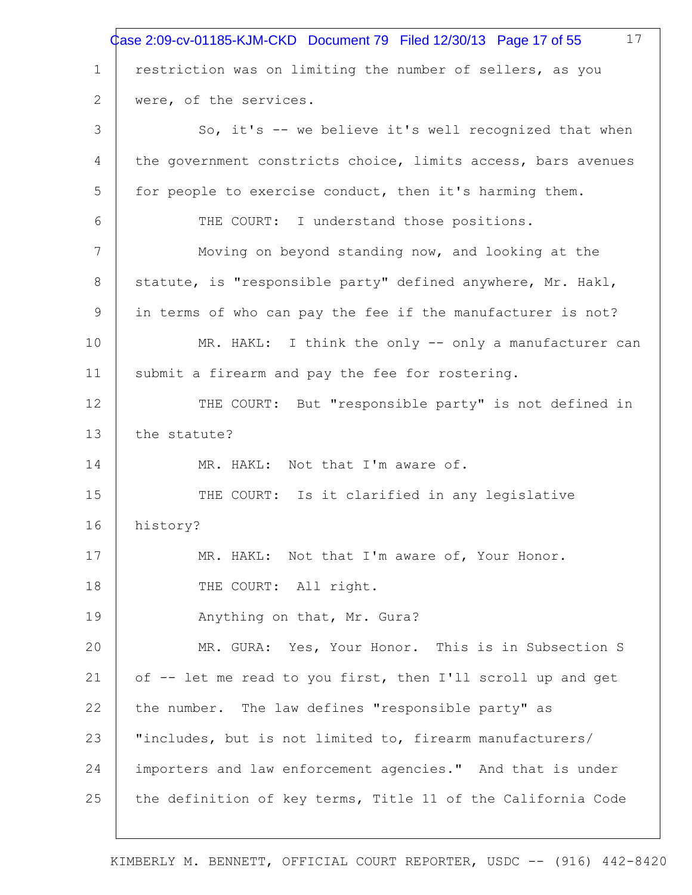restriction was on limiting the number of sellers, as you were, of the services.

So, it's -- we believe it's well recognized that when the government constricts choice, limits access, bars avenues for people to exercise conduct, then it's harming them.

THE COURT: I understand those positions.

Moving on beyond standing now, and looking at the statute, is "responsible party" defined anywhere, Mr. Hakl, in terms of who can pay the fee if the manufacturer is not?

MR. HAKL: I think the only -- only a manufacturer can submit a firearm and pay the fee for rostering.

THE COURT: But "responsible party" is not defined in the statute?

MR. HAKL: Not that I'm aware of.

THE COURT: Is it clarified in any legislative history?

MR. HAKL: Not that I'm aware of, Your Honor.

THE COURT: All right.

Anything on that, Mr. Gura?

MR. GURA: Yes, Your Honor. This is in Subsection S of -- let me read to you first, then I'll scroll up and get the number. The law defines "responsible party" as "includes, but is not limited to, firearm manufacturers/importers and law enforcement agencies." And that is under the definition of key terms, Title 11 of the California Code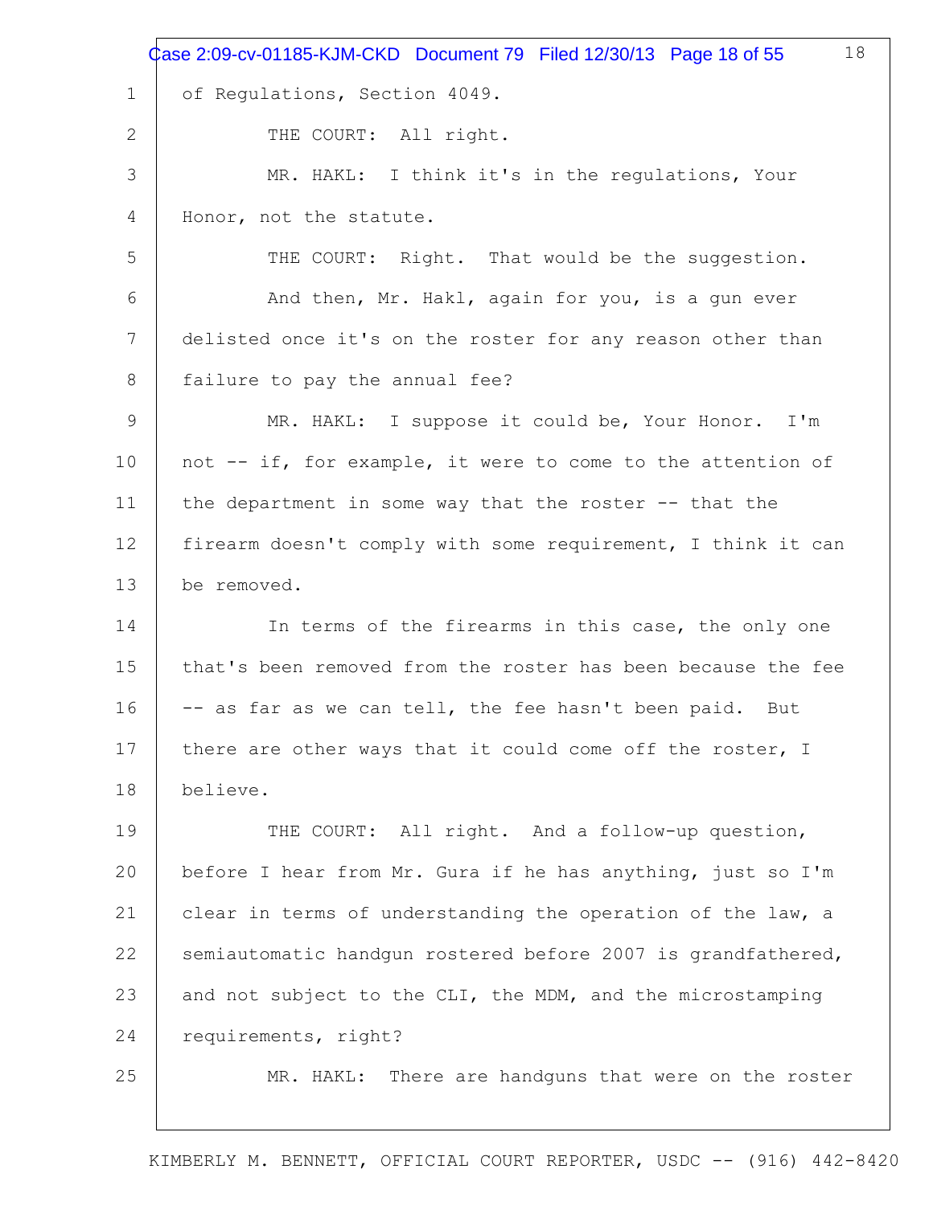of Regulations, Section 4049.

THE COURT: All right.

MR. HAKL: I think it's in the regulations, Your Honor, not the statute.

THE COURT: Right. That would be the suggestion.

And then, Mr. Hakl, again for you, is a gun ever delisted once it's on the roster for any reason other than failure to pay the annual fee?

MR. HAKL: I suppose it could be, Your Honor. I'm not -- if, for example, it were to come to the attention of the department in some way that the roster -- that the firearm doesn't comply with some requirement, I think it can be removed.

In terms of the firearms in this case, the only one that's been removed from the roster has been because the fee -- as far as we can tell, the fee hasn't been paid. But there are other ways that it could come off the roster, I believe.

THE COURT: All right. And a follow-up question, before I hear from Mr. Gura if he has anything, just so I'm clear in terms of understanding the operation of the law, a semiautomatic handgun rostered before 2007 is grandfathered, and not subject to the CLI, the MDM, and the microstamping requirements, right?

MR. HAKL: There are handguns that were on the roster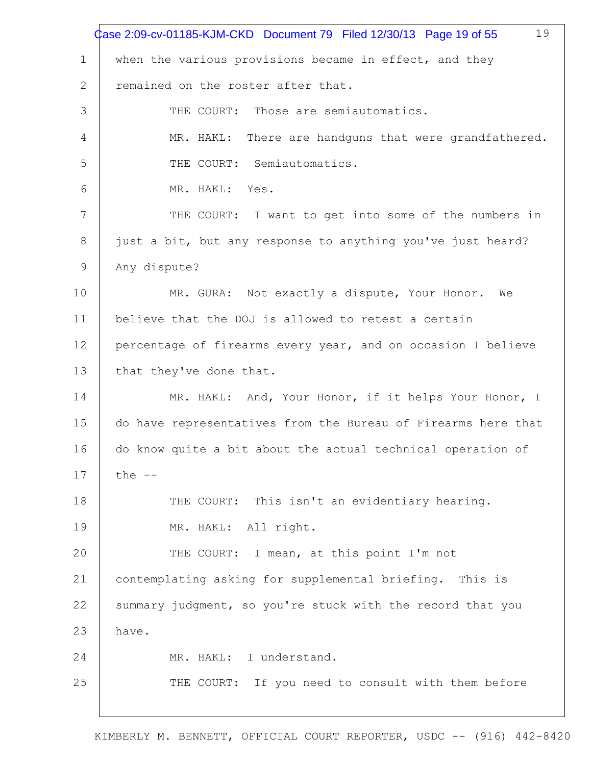when the various provisions became in effect, and they remained on the roster after that.

THE COURT: Those are semiautomatics.

MR. HAKL: There are handguns that were grandfathered.

THE COURT: Semiautomatics.

MR. HAKL: Yes.

THE COURT: I want to get into some of the numbers in just a bit, but any response to anything you've just heard? Any dispute?

MR. GURA: Not exactly a dispute, Your Honor. We believe that the DOJ is allowed to retest a certain percentage of firearms every year, and on occasion I believe that they've done that.

MR. HAKL: And, Your Honor, if it helps Your Honor, I do have representatives from the Bureau of Firearms here that do know quite a bit about the actual technical operation of the --

THE COURT: This isn't an evidentiary hearing.

MR. HAKL: All right.

THE COURT: I mean, at this point I'm not contemplating asking for supplemental briefing. This is summary judgment, so you're stuck with the record that you have.

MR. HAKL: I understand.

THE COURT: If you need to consult with them before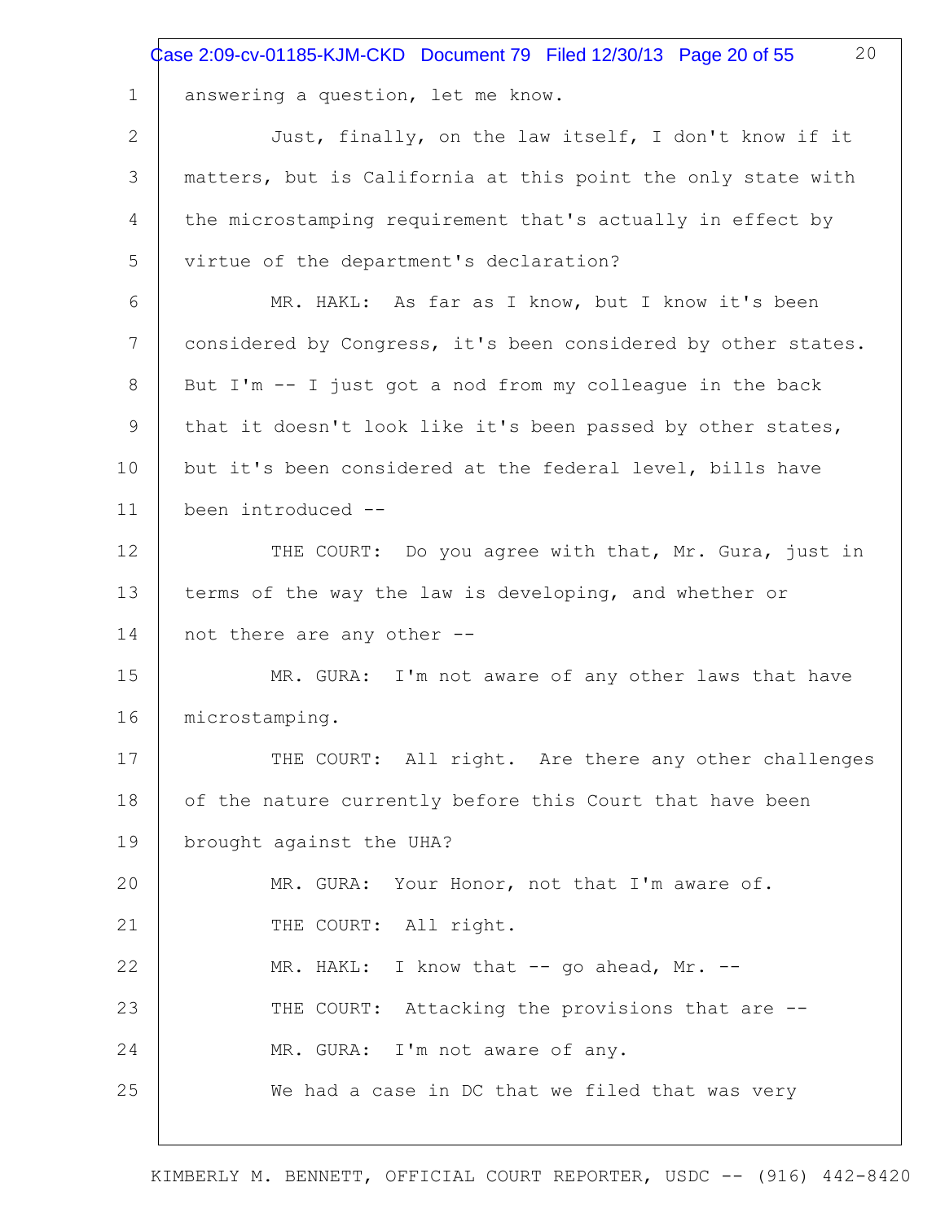answering a question, let me know.

Just, finally, on the law itself, I don't know if it matters, but is California at this point the only state with the microstamping requirement that's actually in effect by virtue of the department's declaration?

MR. HAKL: As far as I know, but I know it's been considered by Congress, it's been considered by other states. But I'm -- I just got a nod from my colleague in the back that it doesn't look like it's been passed by other states, but it's been considered at the federal level, bills have been introduced --

THE COURT: Do you agree with that, Mr. Gura, just in terms of the way the law is developing, and whether or not there are any other --

MR. GURA: I'm not aware of any other laws that have microstamping.

THE COURT: All right. Are there any other challenges of the nature currently before this Court that have been brought against the UHA?

MR. GURA: Your Honor, not that I'm aware of.

THE COURT: All right.

MR. HAKL: I know that -- go ahead, Mr. --

THE COURT: Attacking the provisions that are --

MR. GURA: I'm not aware of any.

We had a case in DC that we filed that was very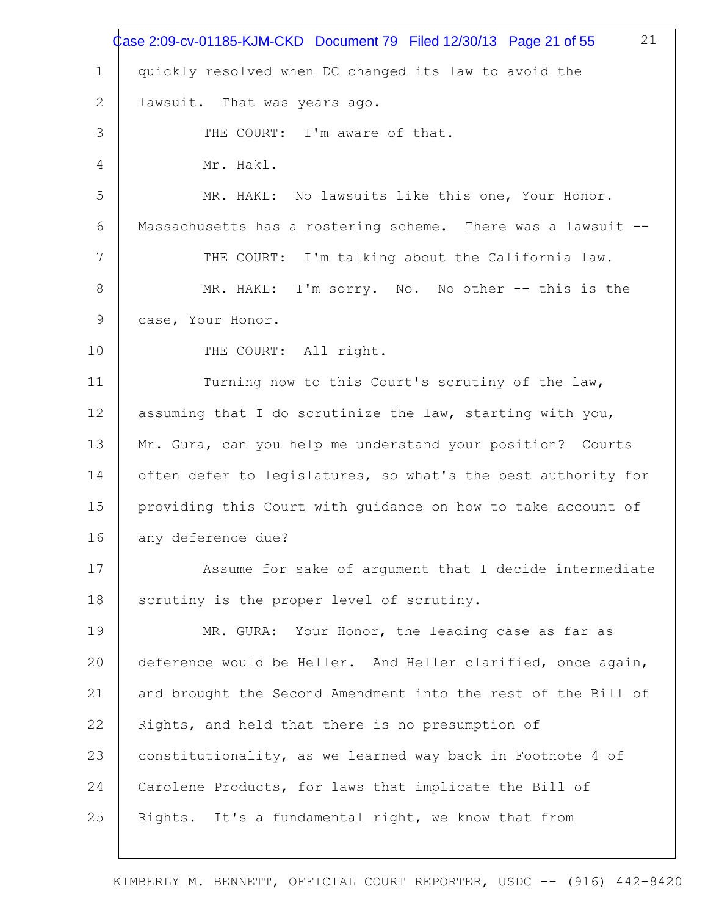quickly resolved when DC changed its law to avoid the lawsuit. That was years ago.

THE COURT: I'm aware of that.

Mr. Hakl.

MR. HAKL: No lawsuits like this one, Your Honor. Massachusetts has a rostering scheme. There was a lawsuit --

THE COURT: I'm talking about the California law.

MR. HAKL: I'm sorry. No. No other -- this is the case, Your Honor.

THE COURT: All right.

Turning now to this Court's scrutiny of the law, assuming that I do scrutinize the law, starting with you, Mr. Gura, can you help me understand your position? Courts often defer to legislatures, so what's the best authority for providing this Court with guidance on how to take account of any deference due?

Assume for sake of argument that I decide intermediate scrutiny is the proper level of scrutiny.

MR. GURA: Your Honor, the leading case as far as deference would be Heller. And Heller clarified, once again, and brought the Second Amendment into the rest of the Bill of Rights, and held that there is no presumption of constitutionality, as we learned way back in Footnote 4 of Carolene Products, for laws that implicate the Bill of Rights. It's a fundamental right, we know that from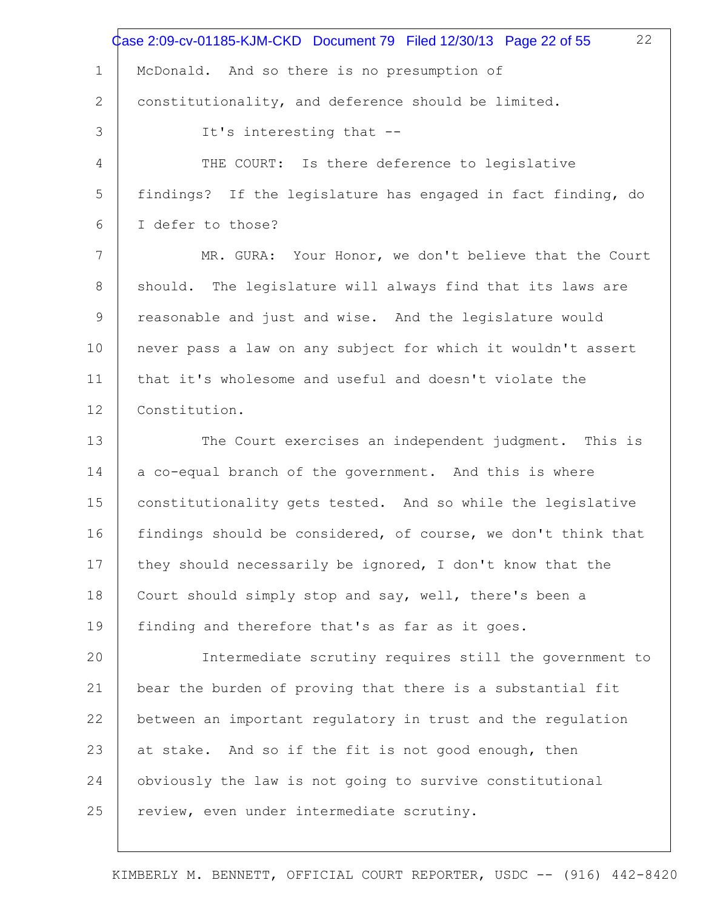McDonald. And so there is no presumption of constitutionality, and deference should be limited.

It's interesting that --

THE COURT: Is there deference to legislative findings? If the legislature has engaged in fact finding, do I defer to those?

MR. GURA: Your Honor, we don't believe that the Court should. The legislature will always find that its laws are reasonable and just and wise. And the legislature would never pass a law on any subject for which it wouldn't assert that it's wholesome and useful and doesn't violate the Constitution.

The Court exercises an independent judgment. This is a co-equal branch of the government. And this is where constitutionality gets tested. And so while the legislative findings should be considered, of course, we don't think that they should necessarily be ignored, I don't know that the Court should simply stop and say, well, there's been a finding and therefore that's as far as it goes.

Intermediate scrutiny requires still the government to bear the burden of proving that there is a substantial fit between an important regulatory in trust and the regulation at stake. And so if the fit is not good enough, then obviously the law is not going to survive constitutional review, even under intermediate scrutiny.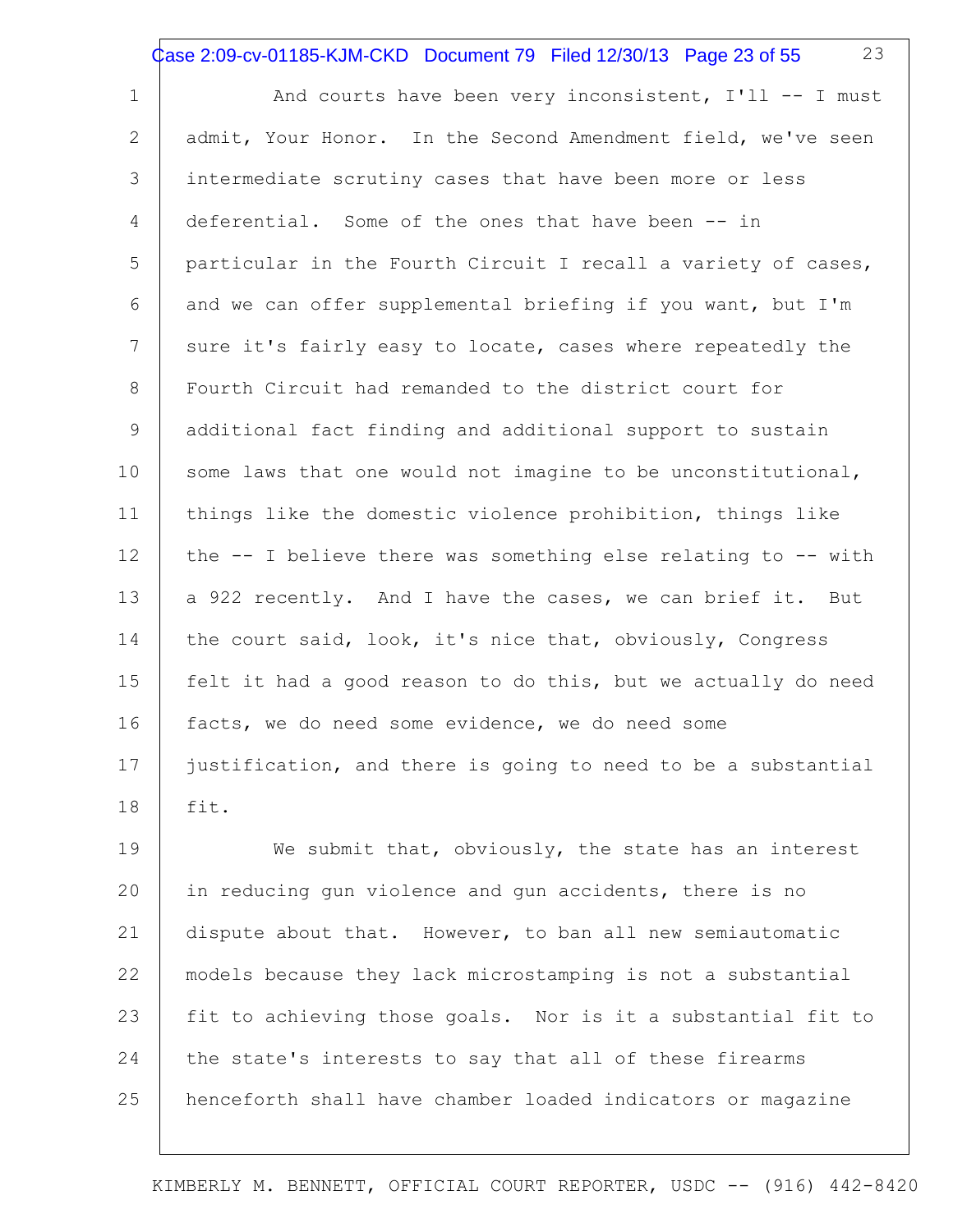And courts have been very inconsistent, I'll -- I must admit, Your Honor. In the Second Amendment field, we've seen intermediate scrutiny cases that have been more or less deferential. Some of the ones that have been -- in particular in the Fourth Circuit I recall a variety of cases, and we can offer supplemental briefing if you want, but I'm sure it's fairly easy to locate, cases where repeatedly the Fourth Circuit had remanded to the district court for additional fact finding and additional support to sustain some laws that one would not imagine to be unconstitutional, things like the domestic violence prohibition, things like the -- I believe there was something else relating to -- with a 922 recently. And I have the cases, we can brief it. But the court said, look, it's nice that, obviously, Congress felt it had a good reason to do this, but we actually do need facts, we do need some evidence, we do need some justification, and there is going to need to be a substantial fit.

We submit that, obviously, the state has an interest in reducing gun violence and gun accidents, there is no dispute about that. However, to ban all new semiautomatic models because they lack microstamping is not a substantial fit to achieving those goals. Nor is it a substantial fit to the state's interests to say that all of these firearms henceforth shall have chamber loaded indicators or magazine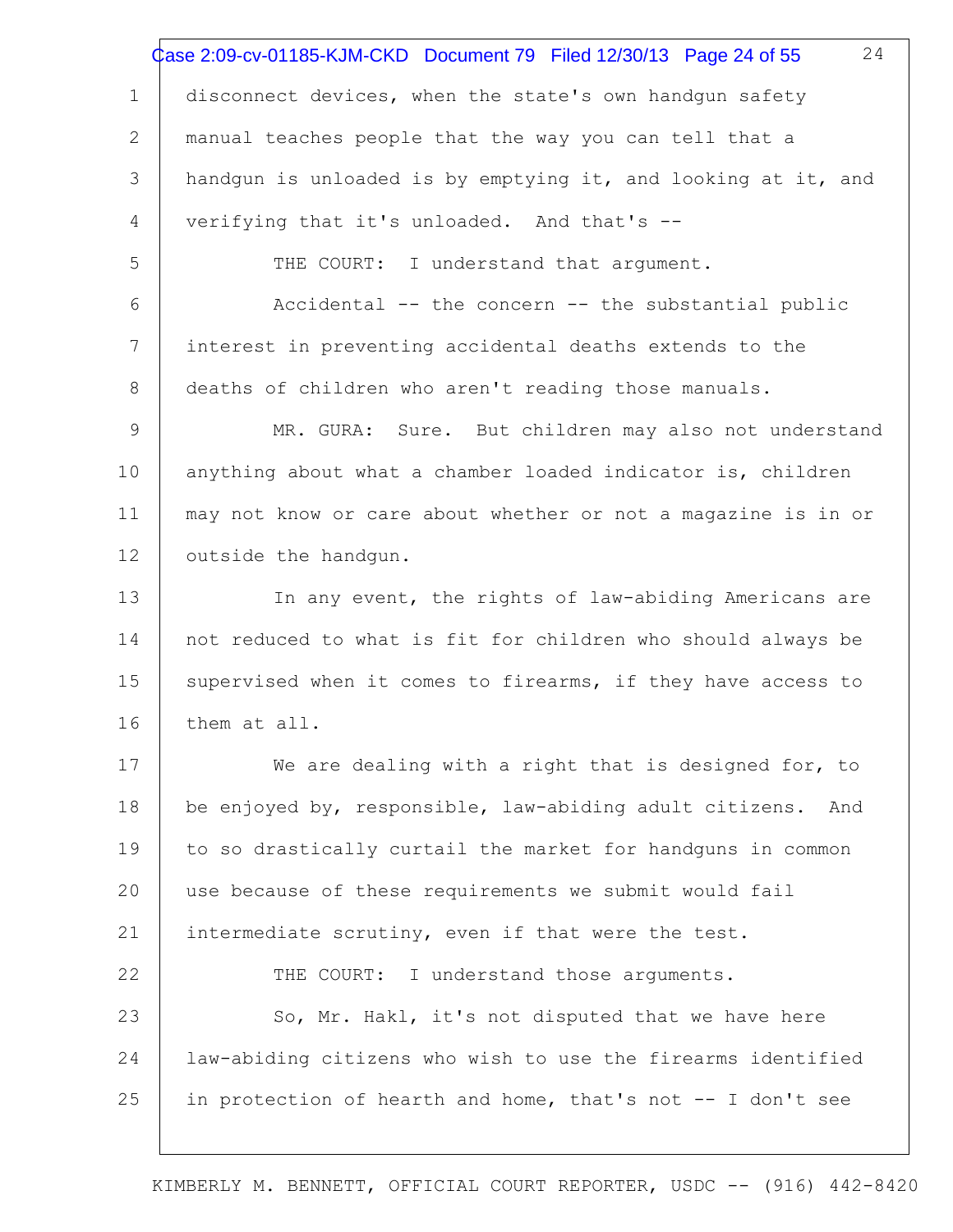disconnect devices, when the state's own handgun safety manual teaches people that the way you can tell that a handgun is unloaded is by emptying it, and looking at it, and verifying that it's unloaded. And that's --

THE COURT: I understand that argument.

Accidental -- the concern -- the substantial public interest in preventing accidental deaths extends to the deaths of children who aren't reading those manuals.

MR. GURA: Sure. But children may also not understand anything about what a chamber loaded indicator is, children may not know or care about whether or not a magazine is in or outside the handgun.

In any event, the rights of law-abiding Americans are not reduced to what is fit for children who should always be supervised when it comes to firearms, if they have access to them at all.

We are dealing with a right that is designed for, to be enjoyed by, responsible, law-abiding adult citizens. And to so drastically curtail the market for handguns in common use because of these requirements we submit would fail intermediate scrutiny, even if that were the test.

THE COURT: I understand those arguments.

So, Mr. Hakl, it's not disputed that we have here law-abiding citizens who wish to use the firearms identified in protection of hearth and home, that's not -- I don't see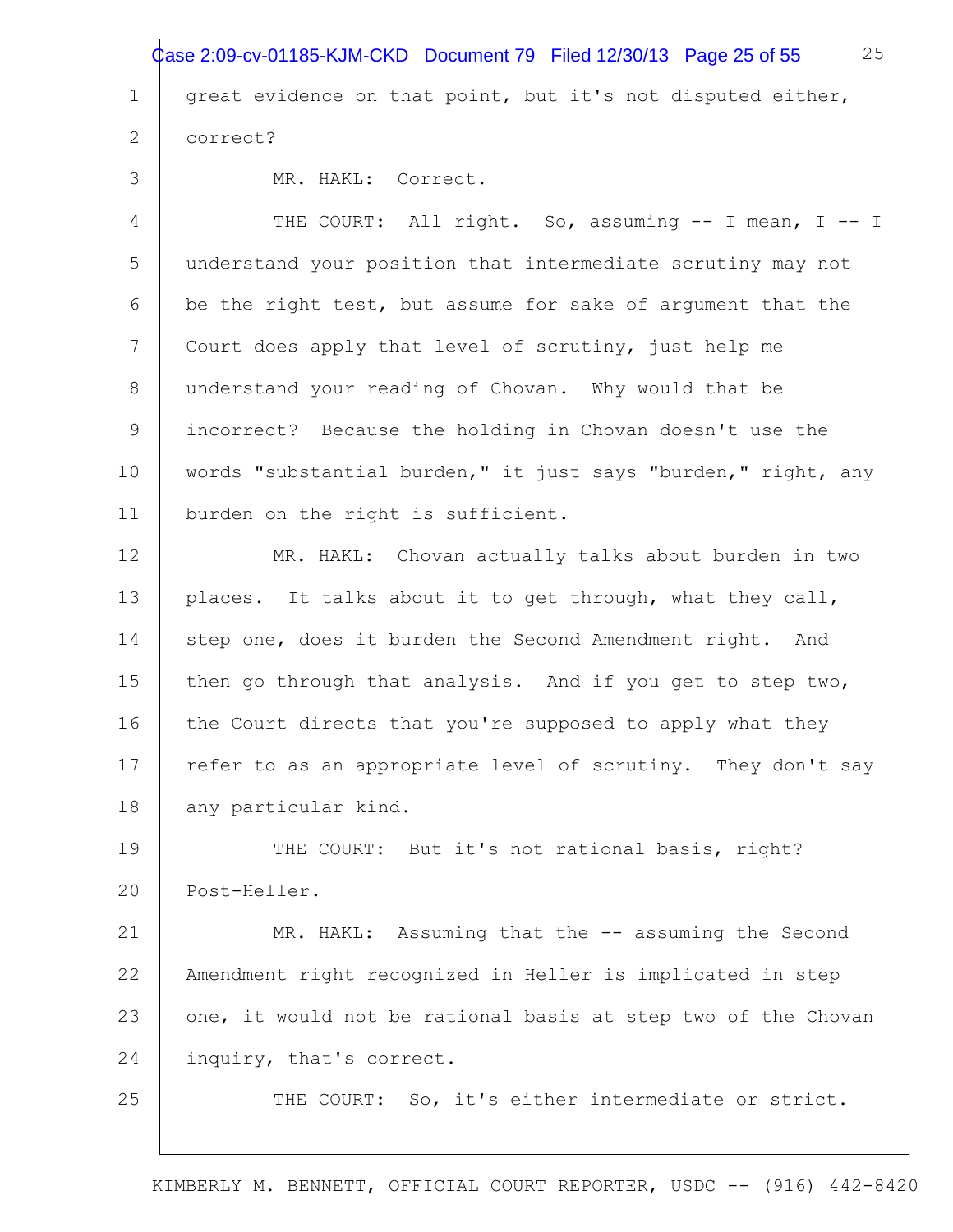great evidence on that point, but it's not disputed either, correct?

MR. HAKL: Correct.

THE COURT: All right. So, assuming -- I mean, I -- I understand your position that intermediate scrutiny may not be the right test, but assume for sake of argument that the Court does apply that level of scrutiny, just help me understand your reading of Chovan. Why would that be incorrect? Because the holding in Chovan doesn't use the words "substantial burden," it just says "burden," right, any burden on the right is sufficient.

MR. HAKL: Chovan actually talks about burden in two places. It talks about it to get through, what they call, step one, does it burden the Second Amendment right. And then go through that analysis. And if you get to step two, the Court directs that you're supposed to apply what they refer to as an appropriate level of scrutiny. They don't say any particular kind.

THE COURT: But it's not rational basis, right? Post-Heller.

MR. HAKL: Assuming that the -- assuming the Second Amendment right recognized in Heller is implicated in step one, it would not be rational basis at step two of the Chovan inquiry, that's correct.

THE COURT: So, it's either intermediate or strict.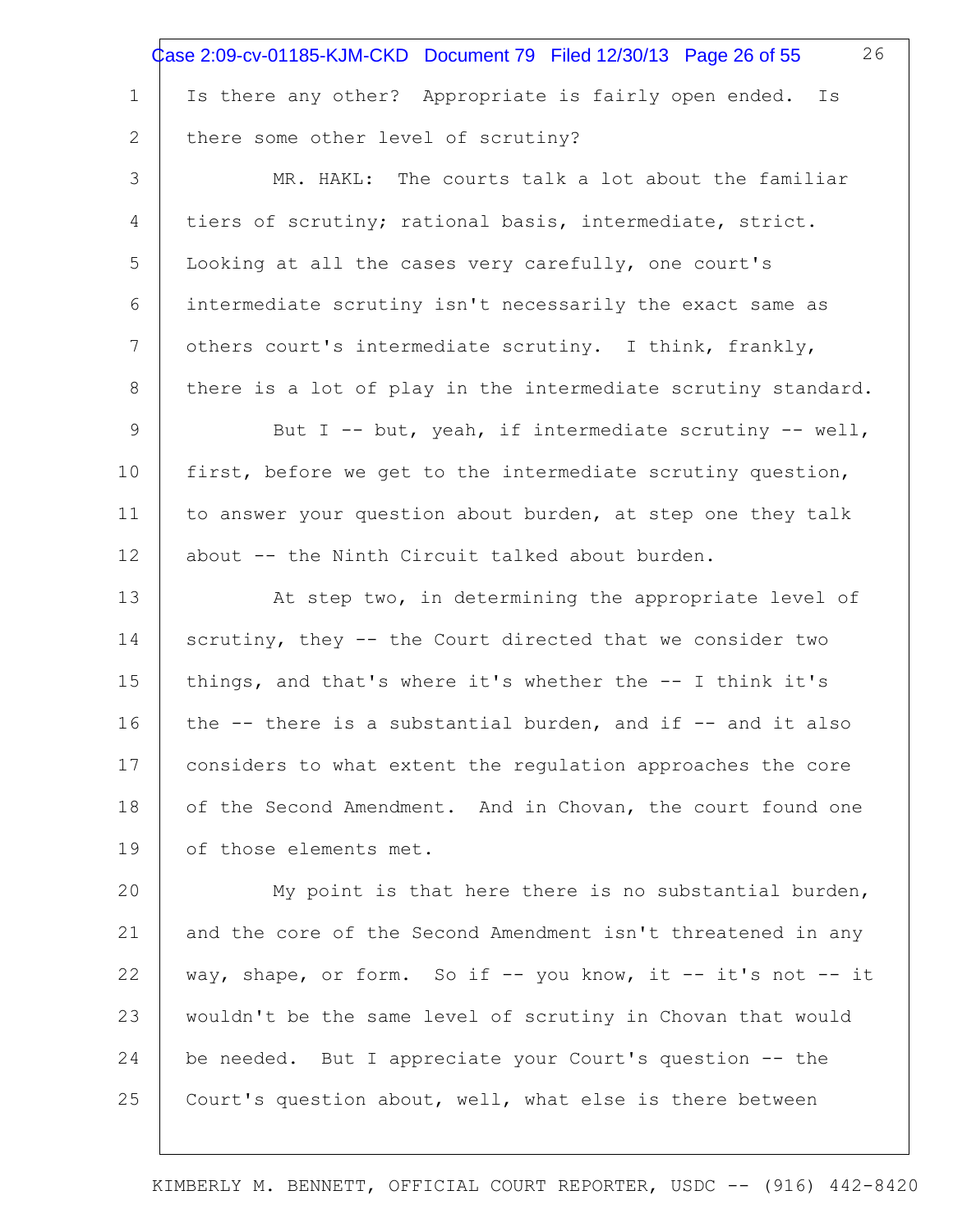Is there any other? Appropriate is fairly open ended. Is there some other level of scrutiny?

MR. HAKL: The courts talk a lot about the familiar tiers of scrutiny; rational basis, intermediate, strict. Looking at all the cases very carefully, one court's intermediate scrutiny isn't necessarily the exact same as others court's intermediate scrutiny. I think, frankly, there is a lot of play in the intermediate scrutiny standard.

But I -- but, yeah, if intermediate scrutiny -- well, first, before we get to the intermediate scrutiny question, to answer your question about burden, at step one they talk about -- the Ninth Circuit talked about burden.

At step two, in determining the appropriate level of scrutiny, they -- the Court directed that we consider two things, and that's where it's whether the -- I think it's the -- there is a substantial burden, and if -- and it also considers to what extent the regulation approaches the core of the Second Amendment. And in Chovan, the court found one of those elements met.

My point is that here there is no substantial burden, and the core of the Second Amendment isn't threatened in any way, shape, or form. So if -- you know, it -- it's not -- it wouldn't be the same level of scrutiny in Chovan that would be needed. But I appreciate your Court's question -- the Court's question about, well, what else is there between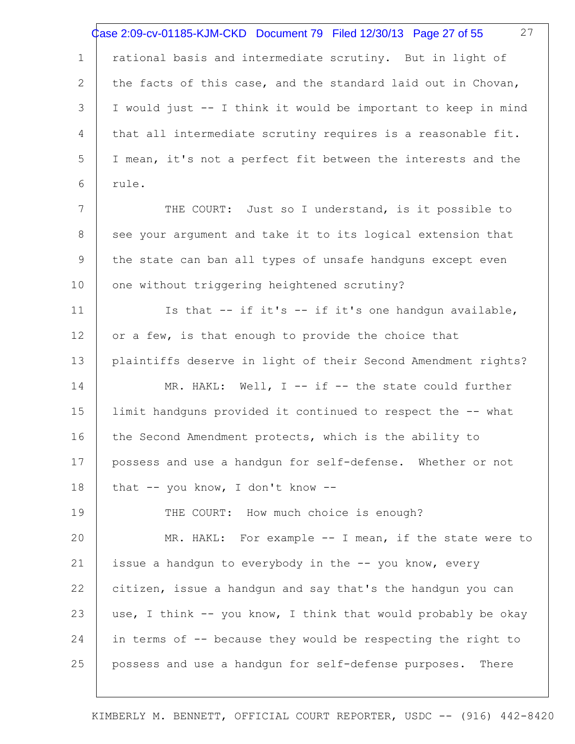rational basis and intermediate scrutiny. But in light of the facts of this case, and the standard laid out in Chovan, I would just -- I think it would be important to keep in mind that all intermediate scrutiny requires is a reasonable fit. I mean, it's not a perfect fit between the interests and the rule.

THE COURT: Just so I understand, is it possible to see your argument and take it to its logical extension that the state can ban all types of unsafe handguns except even one without triggering heightened scrutiny?

Is that -- if it's -- if it's one handgun available, or a few, is that enough to provide the choice that plaintiffs deserve in light of their Second Amendment rights?

MR. HAKL: Well, I -- if -- the state could further limit handguns provided it continued to respect the -- what the Second Amendment protects, which is the ability to possess and use a handgun for self-defense. Whether or not that -- you know, I don't know --

THE COURT: How much choice is enough?

MR. HAKL: For example -- I mean, if the state were to issue a handgun to everybody in the -- you know, every citizen, issue a handgun and say that's the handgun you can use, I think -- you know, I think that would probably be okay in terms of -- because they would be respecting the right to possess and use a handgun for self-defense purposes. There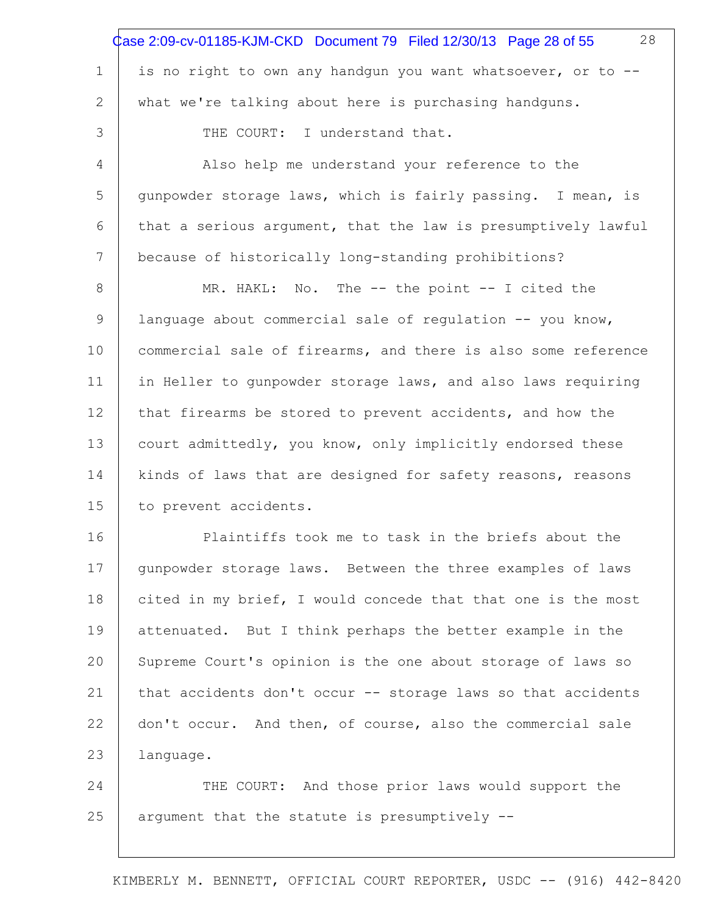is no right to own any handgun you want whatsoever, or to -- what we're talking about here is purchasing handguns.

THE COURT: I understand that.

Also help me understand your reference to the gunpowder storage laws, which is fairly passing. I mean, is that a serious argument, that the law is presumptively lawful because of historically long-standing prohibitions?

MR. HAKL: No. The -- the point -- I cited the language about commercial sale of regulation -- you know, commercial sale of firearms, and there is also some reference in Heller to gunpowder storage laws, and also laws requiring that firearms be stored to prevent accidents, and how the court admittedly, you know, only implicitly endorsed these kinds of laws that are designed for safety reasons, reasons to prevent accidents.

Plaintiffs took me to task in the briefs about the gunpowder storage laws. Between the three examples of laws cited in my brief, I would concede that that one is the most attenuated. But I think perhaps the better example in the Supreme Court's opinion is the one about storage of laws so that accidents don't occur -- storage laws so that accidents don't occur. And then, of course, also the commercial sale language.

THE COURT: And those prior laws would support the argument that the statute is presumptively --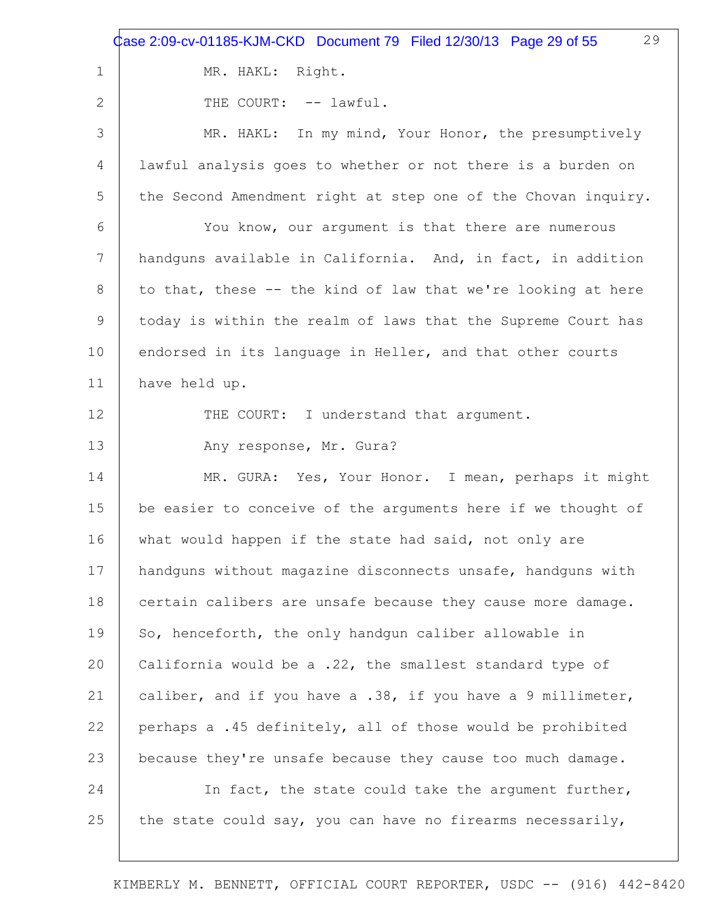MR. HAKL: Right.

THE COURT: -- lawful.

MR. HAKL: In my mind, Your Honor, the presumptively lawful analysis goes to whether or not there is a burden on the Second Amendment right at step one of the Chovan inquiry.

You know, our argument is that there are numerous handguns available in California. And, in fact, in addition to that, these -- the kind of law that we're looking at here today is within the realm of laws that the Supreme Court has endorsed in its language in Heller, and that other courts have held up.

THE COURT: I understand that argument.

Any response, Mr. Gura?

MR. GURA: Yes, Your Honor. I mean, perhaps it might be easier to conceive of the arguments here if we thought of what would happen if the state had said, not only are handguns without magazine disconnects unsafe, handguns with certain calibers are unsafe because they cause more damage. So, henceforth, the only handgun caliber allowable in California would be a .22, the smallest standard type of caliber, and if you have a .38, if you have a 9 millimeter, perhaps a .45 definitely, all of those would be prohibited because they're unsafe because they cause too much damage.

In fact, the state could take the argument further, the state could say, you can have no firearms necessarily,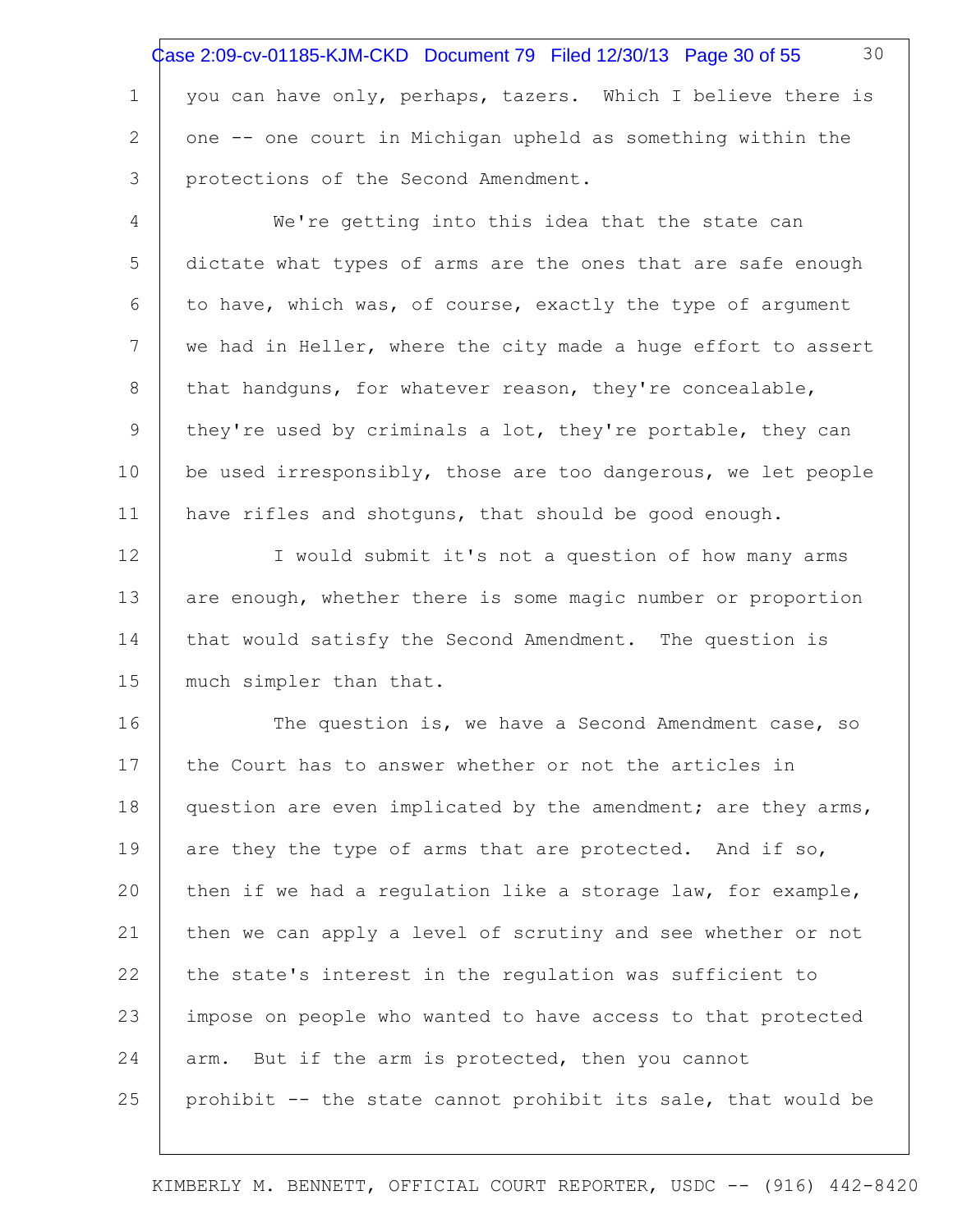you can have only, perhaps, tazers. Which I believe there is one -- one court in Michigan upheld as something within the protections of the Second Amendment.

We're getting into this idea that the state can dictate what types of arms are the ones that are safe enough to have, which was, of course, exactly the type of argument we had in Heller, where the city made a huge effort to assert that handguns, for whatever reason, they're concealable, they're used by criminals a lot, they're portable, they can be used irresponsibly, those are too dangerous, we let people have rifles and shotguns, that should be good enough.

I would submit it's not a question of how many arms are enough, whether there is some magic number or proportion that would satisfy the Second Amendment. The question is much simpler than that.

The question is, we have a Second Amendment case, so the Court has to answer whether or not the articles in question are even implicated by the amendment; are they arms, are they the type of arms that are protected. And if so, then if we had a regulation like a storage law, for example, then we can apply a level of scrutiny and see whether or not the state's interest in the regulation was sufficient to impose on people who wanted to have access to that protected arm. But if the arm is protected, then you cannot prohibit -- the state cannot prohibit its sale, that would be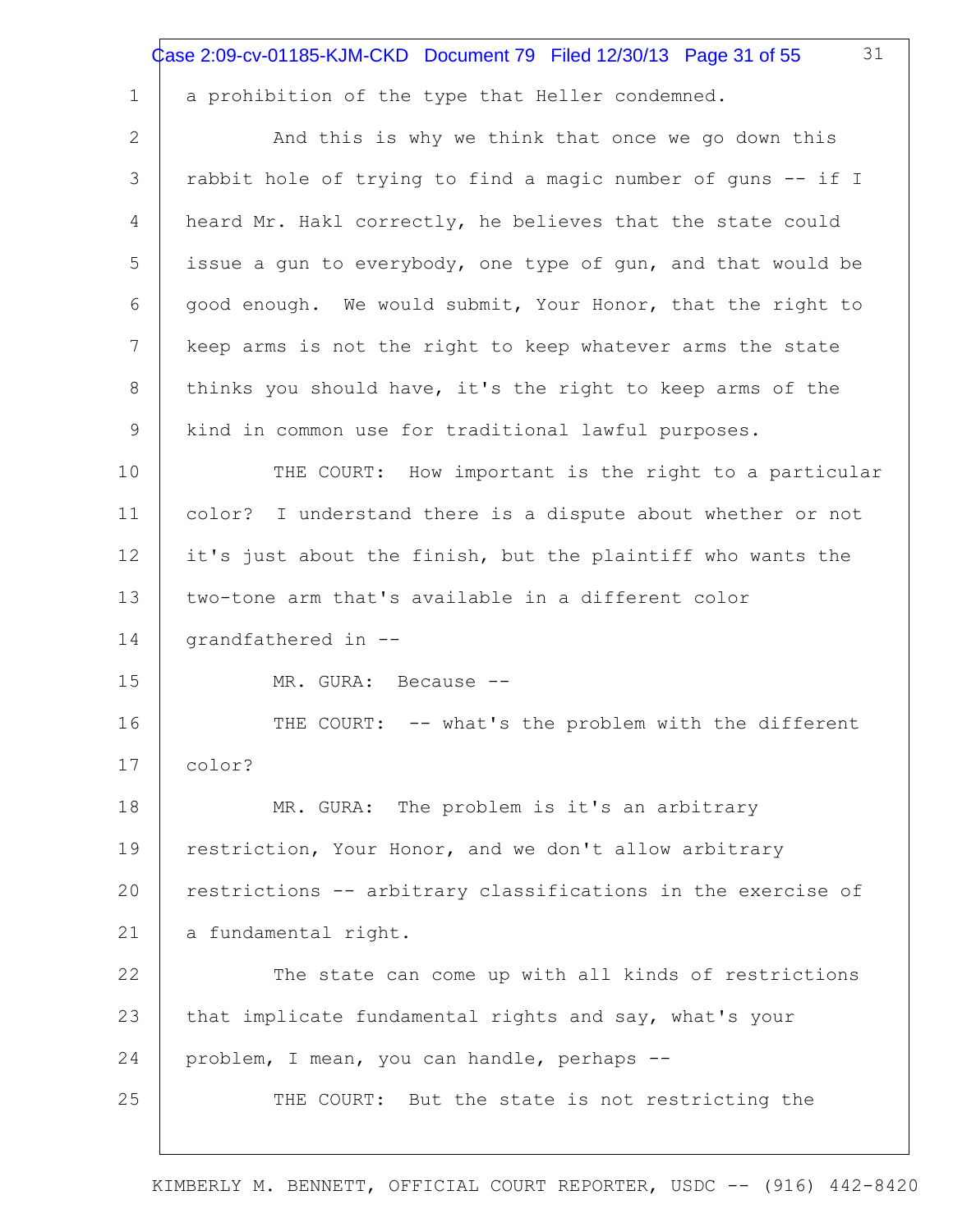a prohibition of the type that Heller condemned.

And this is why we think that once we go down this rabbit hole of trying to find a magic number of guns -- if I heard Mr. Hakl correctly, he believes that the state could issue a gun to everybody, one type of gun, and that would be good enough. We would submit, Your Honor, that the right to keep arms is not the right to keep whatever arms the state thinks you should have, it's the right to keep arms of the kind in common use for traditional lawful purposes.

THE COURT: How important is the right to a particular color? I understand there is a dispute about whether or not it's just about the finish, but the plaintiff who wants the two-tone arm that's available in a different color grandfathered in --

MR. GURA: Because --

THE COURT: -- what's the problem with the different color?

MR. GURA: The problem is it's an arbitrary restriction, Your Honor, and we don't allow arbitrary restrictions -- arbitrary classifications in the exercise of a fundamental right.

The state can come up with all kinds of restrictions that implicate fundamental rights and say, what's your problem, I mean, you can handle, perhaps --

THE COURT: But the state is not restricting the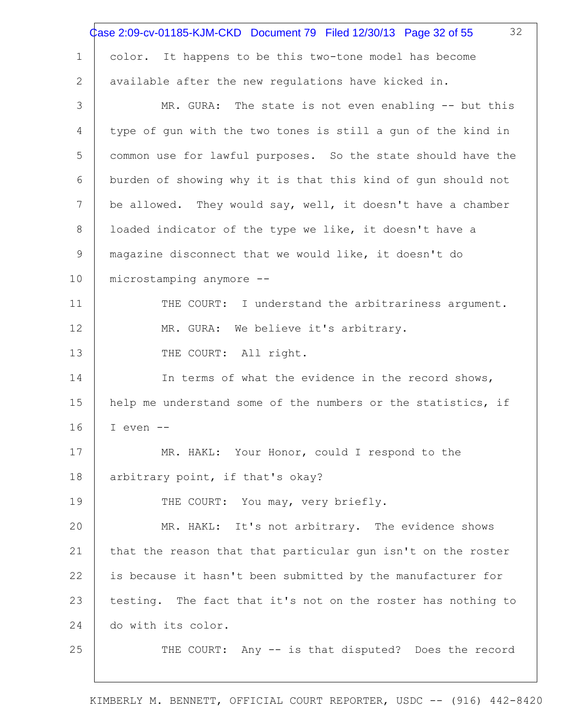color. It happens to be this two-tone model has become available after the new regulations have kicked in.

MR. GURA: The state is not even enabling -- but this type of gun with the two tones is still a gun of the kind in common use for lawful purposes. So the state should have the burden of showing why it is that this kind of gun should not be allowed. They would say, well, it doesn't have a chamber loaded indicator of the type we like, it doesn't have a magazine disconnect that we would like, it doesn't do microstamping anymore --

THE COURT: I understand the arbitrariness argument.

MR. GURA: We believe it's arbitrary.

THE COURT: All right.

In terms of what the evidence in the record shows, help me understand some of the numbers or the statistics, if I even --

MR. HAKL: Your Honor, could I respond to the arbitrary point, if that's okay?

THE COURT: You may, very briefly.

MR. HAKL: It's not arbitrary. The evidence shows that the reason that that particular gun isn't on the roster is because it hasn't been submitted by the manufacturer for testing. The fact that it's not on the roster has nothing to do with its color.

THE COURT: Any -- is that disputed? Does the record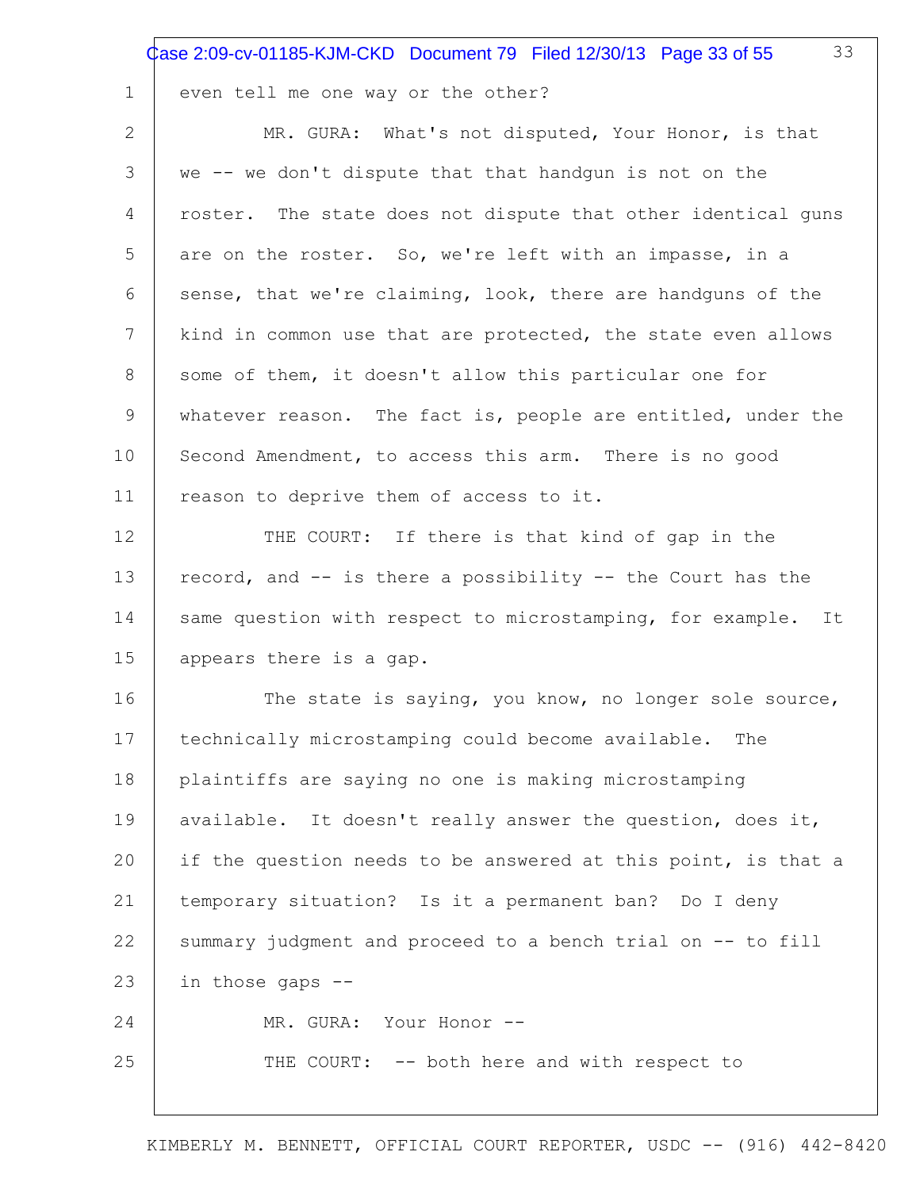even tell me one way or the other?

MR. GURA: What's not disputed, Your Honor, is that we -- we don't dispute that that handgun is not on the roster. The state does not dispute that other identical guns are on the roster. So, we're left with an impasse, in a sense, that we're claiming, look, there are handguns of the kind in common use that are protected, the state even allows some of them, it doesn't allow this particular one for whatever reason. The fact is, people are entitled, under the Second Amendment, to access this arm. There is no good reason to deprive them of access to it.

THE COURT: If there is that kind of gap in the record, and -- is there a possibility -- the Court has the same question with respect to microstamping, for example. It appears there is a gap.

The state is saying, you know, no longer sole source, technically microstamping could become available. The plaintiffs are saying no one is making microstamping available. It doesn't really answer the question, does it, if the question needs to be answered at this point, is that a temporary situation? Is it a permanent ban? Do I deny summary judgment and proceed to a bench trial on -- to fill in those gaps --

MR. GURA: Your Honor --

THE COURT: -- both here and with respect to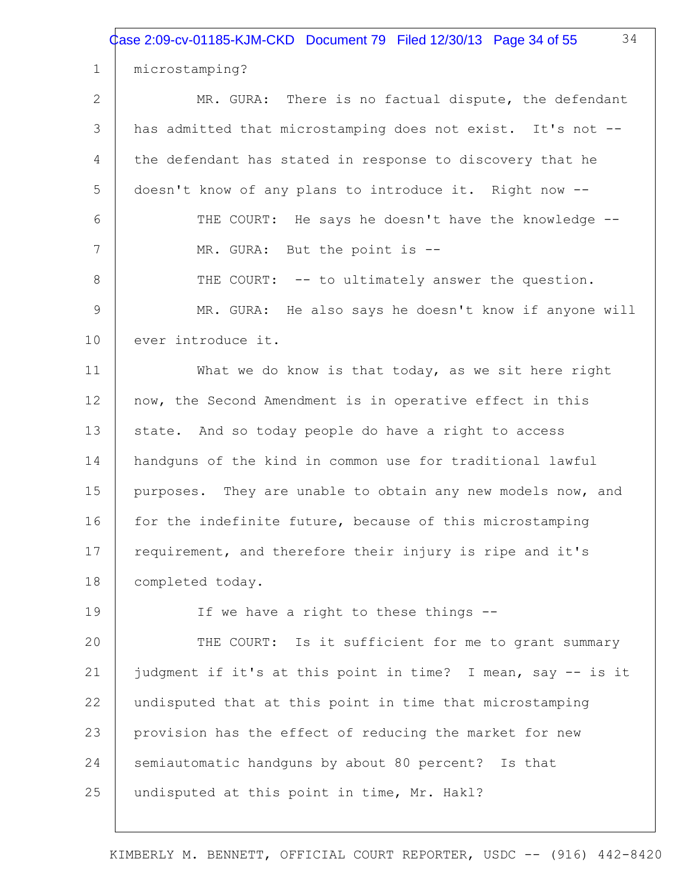microstamping?

MR. GURA: There is no factual dispute, the defendant has admitted that microstamping does not exist. It's not -- the defendant has stated in response to discovery that he doesn't know of any plans to introduce it. Right now --

THE COURT: He says he doesn't have the knowledge --

MR. GURA: But the point is --

THE COURT: -- to ultimately answer the question.

MR. GURA: He also says he doesn't know if anyone will ever introduce it.

What we do know is that today, as we sit here right now, the Second Amendment is in operative effect in this state. And so today people do have a right to access handguns of the kind in common use for traditional lawful purposes. They are unable to obtain any new models now, and for the indefinite future, because of this microstamping requirement, and therefore their injury is ripe and it's completed today.

If we have a right to these things --

THE COURT: Is it sufficient for me to grant summary judgment if it's at this point in time? I mean, say -- is it undisputed that at this point in time that microstamping provision has the effect of reducing the market for new semiautomatic handguns by about 80 percent? Is that undisputed at this point in time, Mr. Hakl?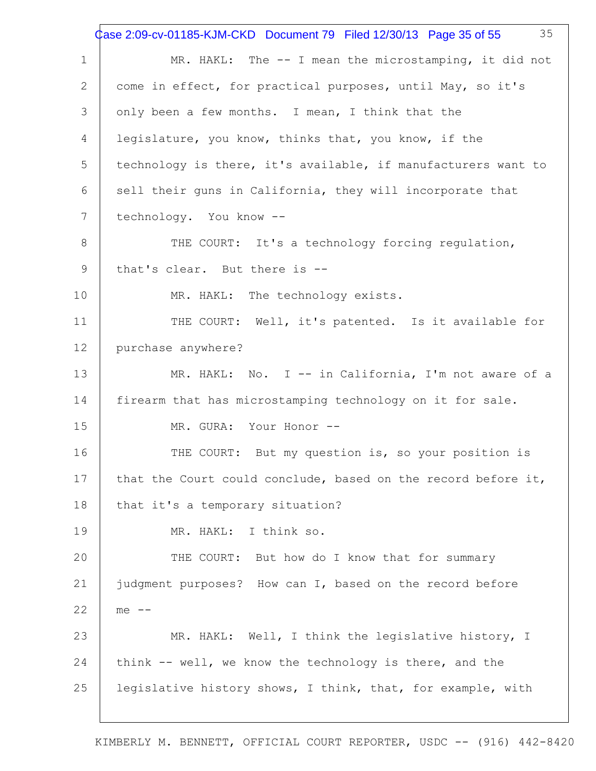MR. HAKL: The -- I mean the microstamping, it did not come in effect, for practical purposes, until May, so it's only been a few months. I mean, I think that the legislature, you know, thinks that, you know, if the technology is there, it's available, if manufacturers want to sell their guns in California, they will incorporate that technology. You know --

THE COURT: It's a technology forcing regulation, that's clear. But there is --

MR. HAKL: The technology exists.

THE COURT: Well, it's patented. Is it available for purchase anywhere?

MR. HAKL: No. I -- in California, I'm not aware of a firearm that has microstamping technology on it for sale.

MR. GURA: Your Honor --

THE COURT: But my question is, so your position is that the Court could conclude, based on the record before it, that it's a temporary situation?

MR. HAKL: I think so.

THE COURT: But how do I know that for summary judgment purposes? How can I, based on the record before me --

MR. HAKL: Well, I think the legislative history, I think -- well, we know the technology is there, and the legislative history shows, I think, that, for example, with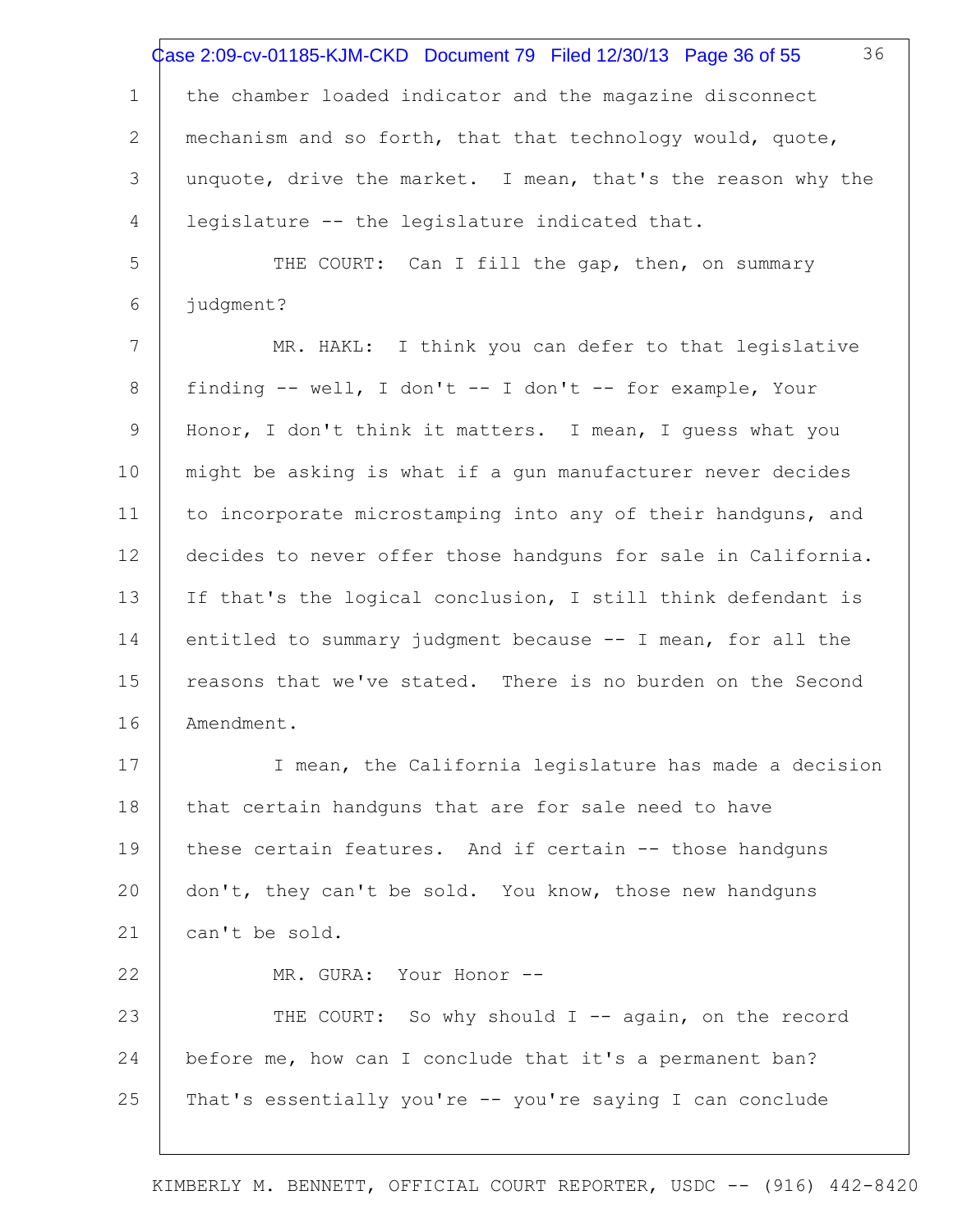the chamber loaded indicator and the magazine disconnect mechanism and so forth, that that technology would, quote, unquote, drive the market. I mean, that's the reason why the legislature -- the legislature indicated that.

THE COURT: Can I fill the gap, then, on summary judgment?

MR. HAKL: I think you can defer to that legislative finding -- well, I don't -- I don't -- for example, Your Honor, I don't think it matters. I mean, I guess what you might be asking is what if a gun manufacturer never decides to incorporate microstamping into any of their handguns, and decides to never offer those handguns for sale in California. If that's the logical conclusion, I still think defendant is entitled to summary judgment because -- I mean, for all the reasons that we've stated. There is no burden on the Second Amendment.

I mean, the California legislature has made a decision that certain handguns that are for sale need to have these certain features. And if certain -- those handguns don't, they can't be sold. You know, those new handguns can't be sold.

MR. GURA: Your Honor --

THE COURT: So why should I -- again, on the record before me, how can I conclude that it's a permanent ban? That's essentially you're -- you're saying I can conclude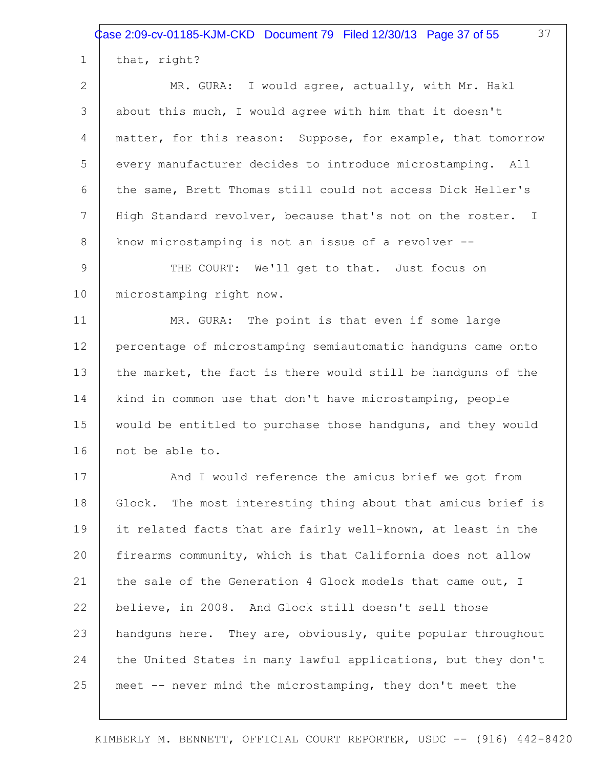that, right?

MR. GURA: I would agree, actually, with Mr. Hakl about this much, I would agree with him that it doesn't matter, for this reason: Suppose, for example, that tomorrow every manufacturer decides to introduce microstamping. All the same, Brett Thomas still could not access Dick Heller's High Standard revolver, because that's not on the roster. I know microstamping is not an issue of a revolver --

THE COURT: We'll get to that. Just focus on microstamping right now.

MR. GURA: The point is that even if some large percentage of microstamping semiautomatic handguns came onto the market, the fact is there would still be handguns of the kind in common use that don't have microstamping, people would be entitled to purchase those handguns, and they would not be able to.

And I would reference the amicus brief we got from Glock. The most interesting thing about that amicus brief is it related facts that are fairly well-known, at least in the firearms community, which is that California does not allow the sale of the Generation 4 Glock models that came out, I believe, in 2008. And Glock still doesn't sell those handguns here. They are, obviously, quite popular throughout the United States in many lawful applications, but they don't meet -- never mind the microstamping, they don't meet the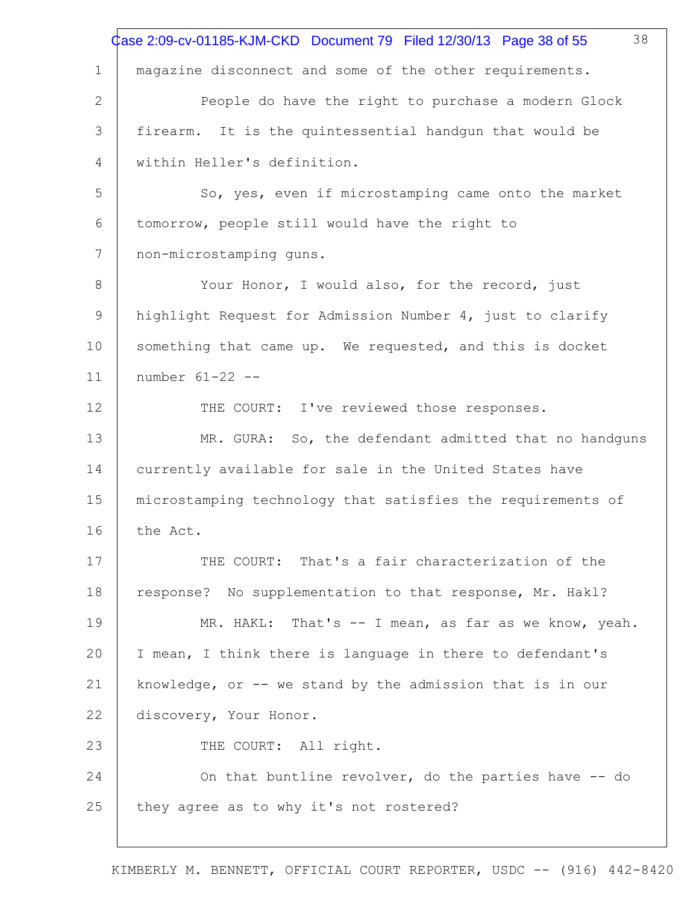magazine disconnect and some of the other requirements.

People do have the right to purchase a modern Glock firearm. It is the quintessential handgun that would be within Heller's definition.

So, yes, even if microstamping came onto the market tomorrow, people still would have the right to non-microstamping guns.

Your Honor, I would also, for the record, just highlight Request for Admission Number 4, just to clarify something that came up. We requested, and this is docket number 61-22 --

THE COURT: I've reviewed those responses.

MR. GURA: So, the defendant admitted that no handguns currently available for sale in the United States have microstamping technology that satisfies the requirements of the Act.

THE COURT: That's a fair characterization of the response? No supplementation to that response, Mr. Hakl?

MR. HAKL: That's -- I mean, as far as we know, yeah. I mean, I think there is language in there to defendant's knowledge, or -- we stand by the admission that is in our discovery, Your Honor.

THE COURT: All right.

On that buntline revolver, do the parties have -- do they agree as to why it's not rostered?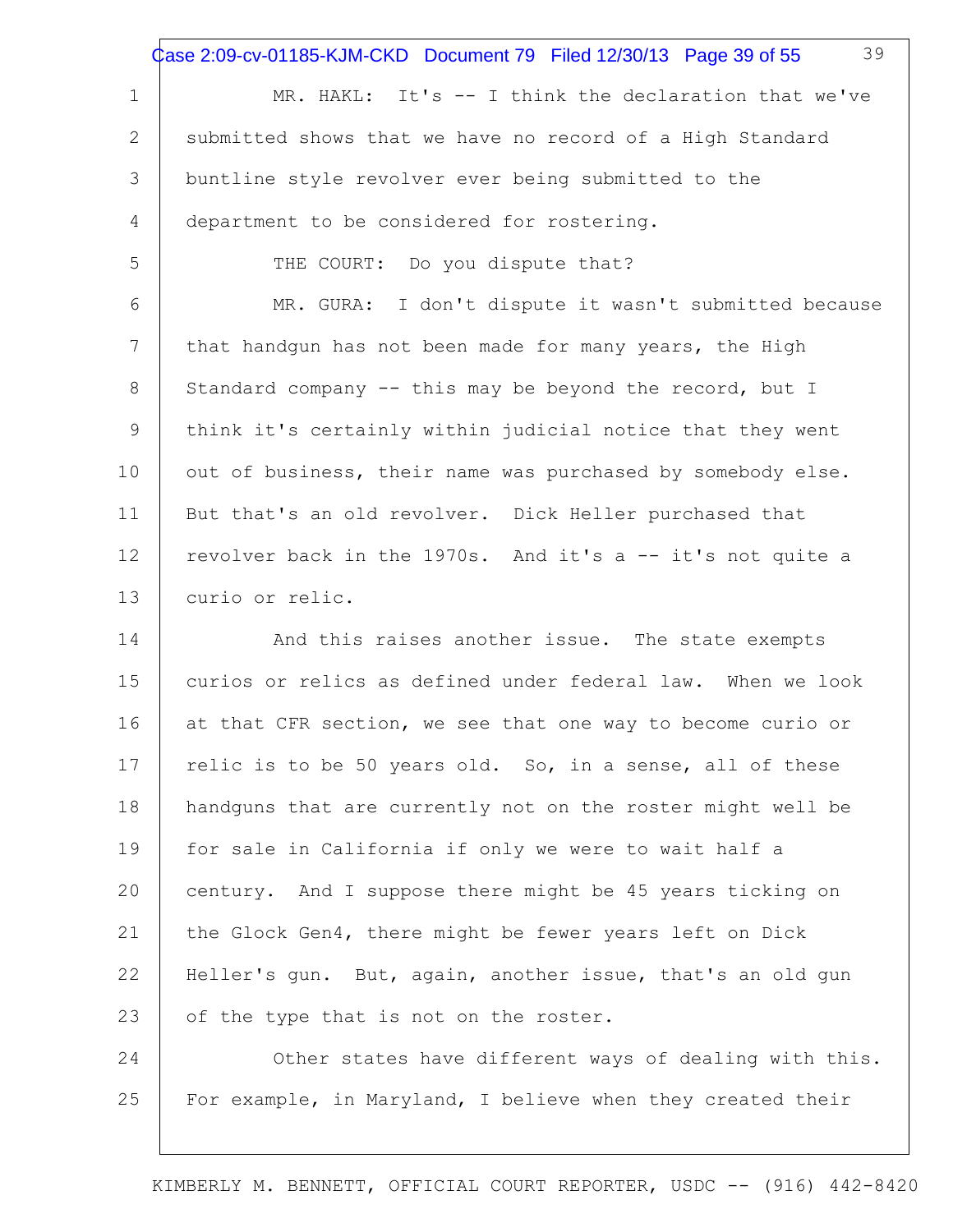MR. HAKL: It's -- I think the declaration that we've submitted shows that we have no record of a High Standard buntline style revolver ever being submitted to the department to be considered for rostering.

THE COURT: Do you dispute that?

MR. GURA: I don't dispute it wasn't submitted because that handgun has not been made for many years, the High Standard company -- this may be beyond the record, but I think it's certainly within judicial notice that they went out of business, their name was purchased by somebody else. But that's an old revolver. Dick Heller purchased that revolver back in the 1970s. And it's a -- it's not quite a curio or relic.

And this raises another issue. The state exempts curios or relics as defined under federal law. When we look at that CFR section, we see that one way to become curio or relic is to be 50 years old. So, in a sense, all of these handguns that are currently not on the roster might well be for sale in California if only we were to wait half a century. And I suppose there might be 45 years ticking on the Glock Gen4, there might be fewer years left on Dick Heller's gun. But, again, another issue, that's an old gun of the type that is not on the roster.

Other states have different ways of dealing with this. For example, in Maryland, I believe when they created their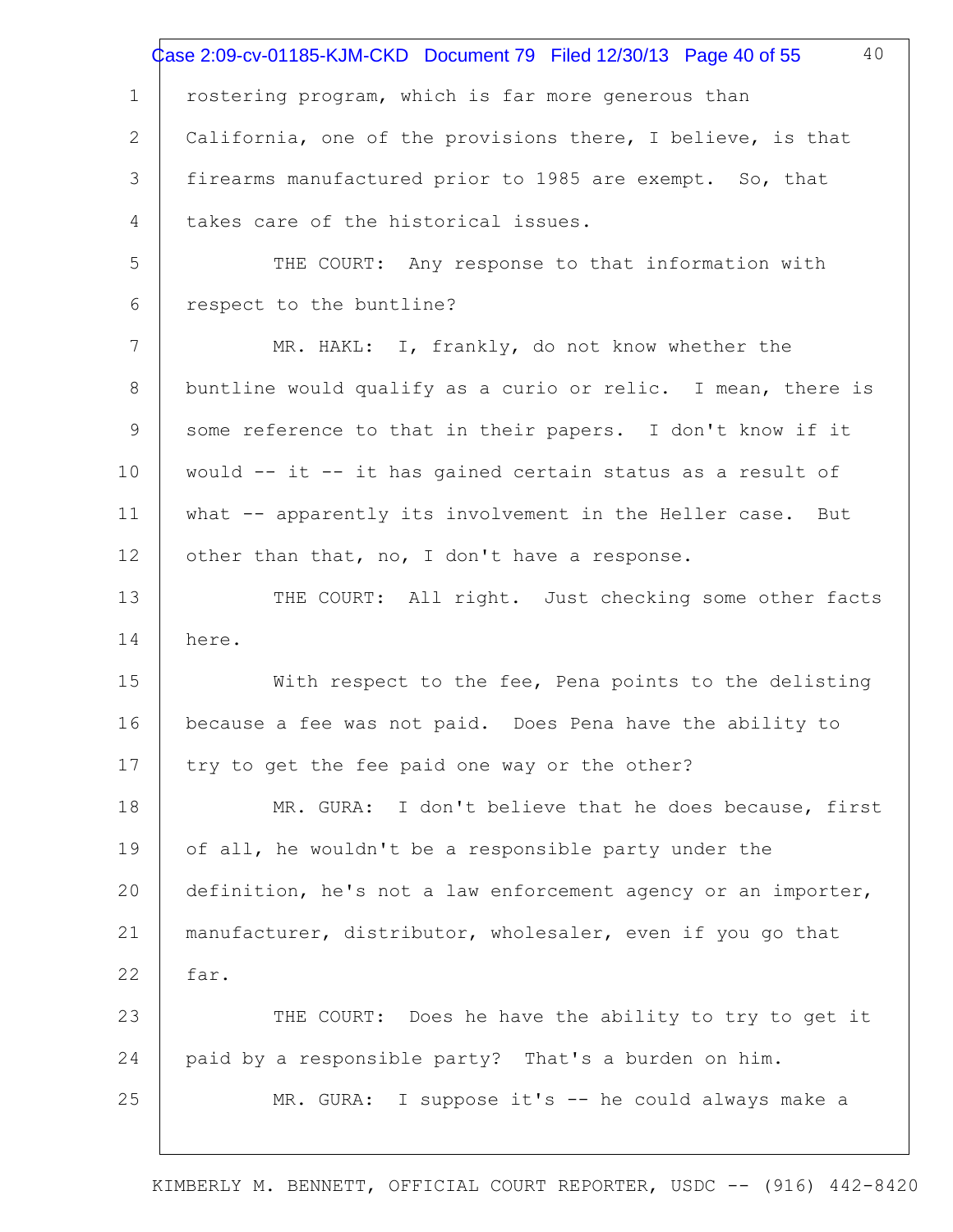rostering program, which is far more generous than California, one of the provisions there, I believe, is that firearms manufactured prior to 1985 are exempt. So, that takes care of the historical issues.

THE COURT: Any response to that information with respect to the buntline?

MR. HAKL: I, frankly, do not know whether the buntline would qualify as a curio or relic. I mean, there is some reference to that in their papers. I don't know if it would -- it -- it has gained certain status as a result of what -- apparently its involvement in the Heller case. But other than that, no, I don't have a response.

THE COURT: All right. Just checking some other facts here.

With respect to the fee, Pena points to the delisting because a fee was not paid. Does Pena have the ability to try to get the fee paid one way or the other?

MR. GURA: I don't believe that he does because, first of all, he wouldn't be a responsible party under the definition, he's not a law enforcement agency or an importer, manufacturer, distributor, wholesaler, even if you go that far.

THE COURT: Does he have the ability to try to get it paid by a responsible party? That's a burden on him.

MR. GURA: I suppose it's -- he could always make a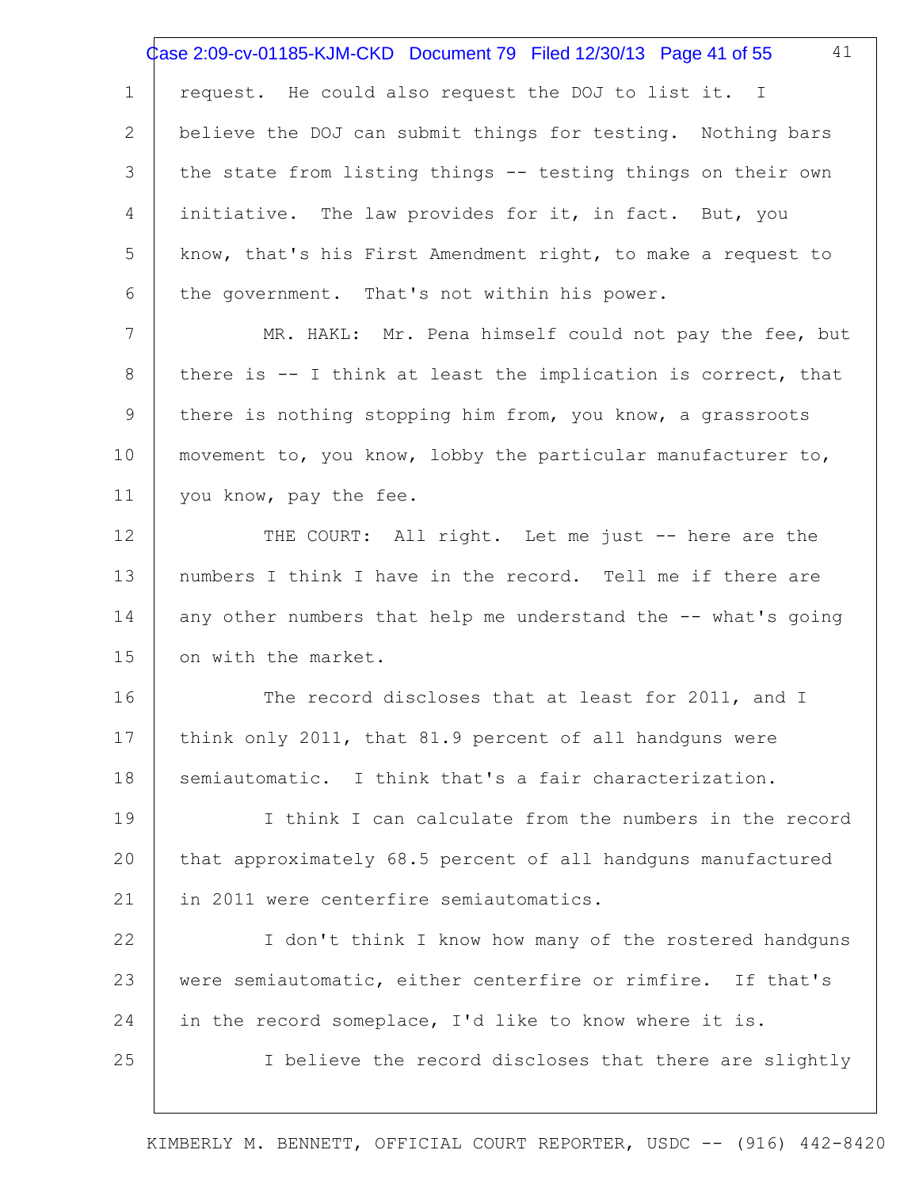request. He could also request the DOJ to list it. I believe the DOJ can submit things for testing. Nothing bars the state from listing things -- testing things on their own initiative. The law provides for it, in fact. But, you know, that's his First Amendment right, to make a request to the government. That's not within his power.

MR. HAKL: Mr. Pena himself could not pay the fee, but there is -- I think at least the implication is correct, that there is nothing stopping him from, you know, a grassroots movement to, you know, lobby the particular manufacturer to, you know, pay the fee.

THE COURT: All right. Let me just -- here are the numbers I think I have in the record. Tell me if there are any other numbers that help me understand the -- what's going on with the market.

The record discloses that at least for 2011, and I think only 2011, that 81.9 percent of all handguns were semiautomatic. I think that's a fair characterization.

I think I can calculate from the numbers in the record that approximately 68.5 percent of all handguns manufactured in 2011 were centerfire semiautomatics.

I don't think I know how many of the rostered handguns were semiautomatic, either centerfire or rimfire. If that's in the record someplace, I'd like to know where it is.

I believe the record discloses that there are slightly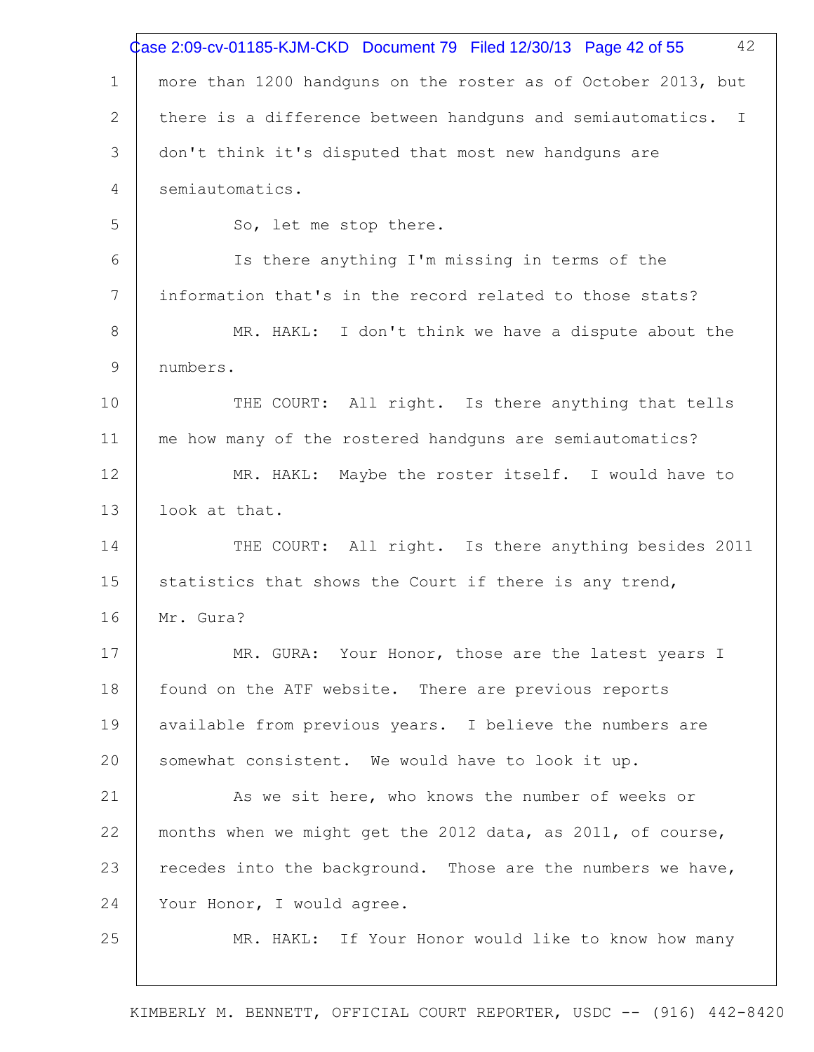more than 1200 handguns on the roster as of October 2013, but there is a difference between handguns and semiautomatics. I don't think it's disputed that most new handguns are semiautomatics.

So, let me stop there.

Is there anything I'm missing in terms of the information that's in the record related to those stats?

MR. HAKL: I don't think we have a dispute about the numbers.

THE COURT: All right. Is there anything that tells me how many of the rostered handguns are semiautomatics?

MR. HAKL: Maybe the roster itself. I would have to look at that.

THE COURT: All right. Is there anything besides 2011 statistics that shows the Court if there is any trend, Mr. Gura?

MR. GURA: Your Honor, those are the latest years I found on the ATF website. There are previous reports available from previous years. I believe the numbers are somewhat consistent. We would have to look it up.

As we sit here, who knows the number of weeks or months when we might get the 2012 data, as 2011, of course, recedes into the background. Those are the numbers we have, Your Honor, I would agree.

MR. HAKL: If Your Honor would like to know how many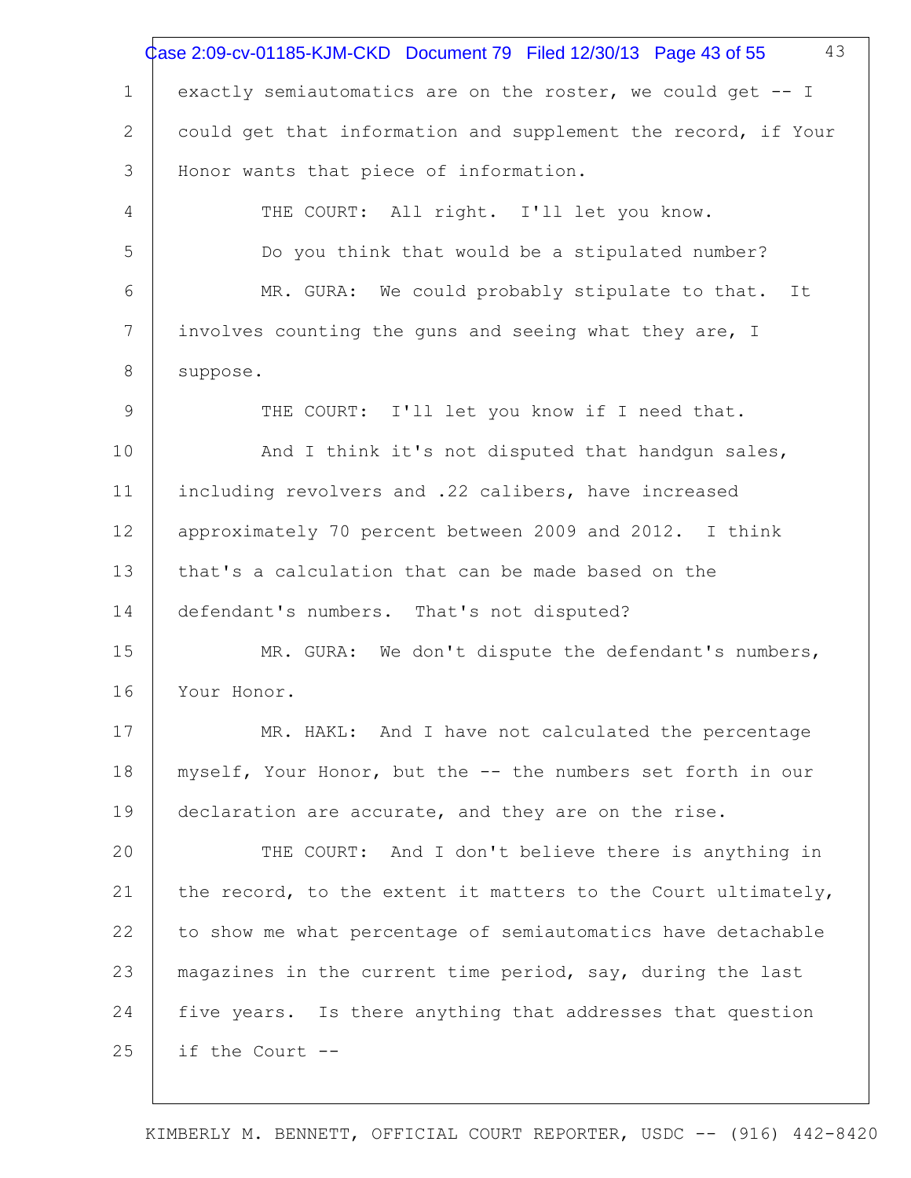exactly semiautomatics are on the roster, we could get -- I could get that information and supplement the record, if Your Honor wants that piece of information.

THE COURT: All right. I'll let you know.

Do you think that would be a stipulated number?

MR. GURA: We could probably stipulate to that. It involves counting the guns and seeing what they are, I suppose.

THE COURT: I'll let you know if I need that.

And I think it's not disputed that handgun sales, including revolvers and .22 calibers, have increased approximately 70 percent between 2009 and 2012. I think that's a calculation that can be made based on the defendant's numbers. That's not disputed?

MR. GURA: We don't dispute the defendant's numbers, Your Honor.

MR. HAKL: And I have not calculated the percentage myself, Your Honor, but the -- the numbers set forth in our declaration are accurate, and they are on the rise.

THE COURT: And I don't believe there is anything in the record, to the extent it matters to the Court ultimately, to show me what percentage of semiautomatics have detachable magazines in the current time period, say, during the last five years. Is there anything that addresses that question if the Court --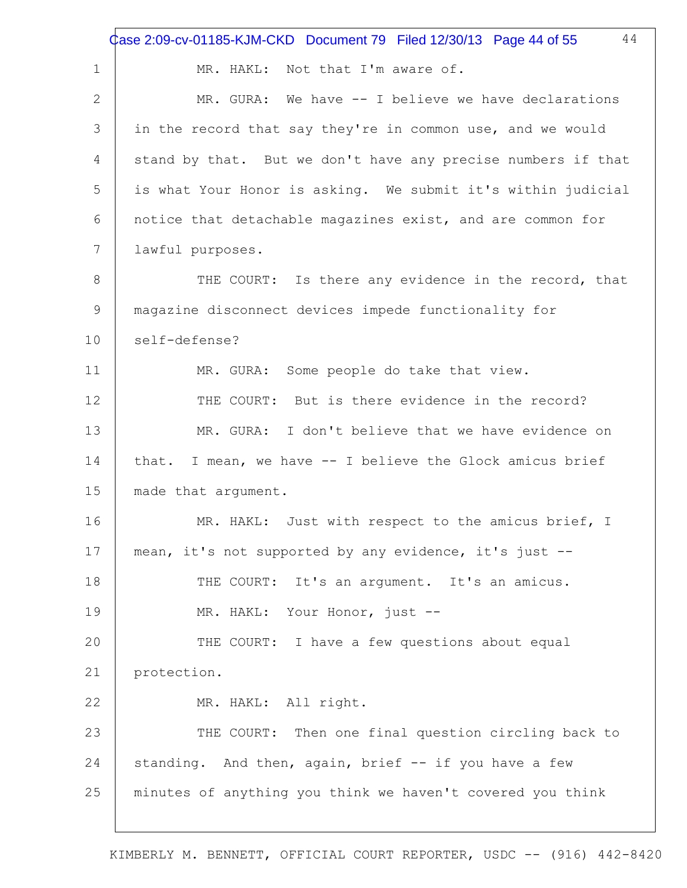MR. HAKL: Not that I'm aware of.

MR. GURA: We have -- I believe we have declarations in the record that say they're in common use, and we would stand by that. But we don't have any precise numbers if that is what Your Honor is asking. We submit it's within judicial notice that detachable magazines exist, and are common for lawful purposes.

THE COURT: Is there any evidence in the record, that magazine disconnect devices impede functionality for self-defense?

MR. GURA: Some people do take that view.

THE COURT: But is there evidence in the record?

MR. GURA: I don't believe that we have evidence on that. I mean, we have -- I believe the Glock amicus brief made that argument.

MR. HAKL: Just with respect to the amicus brief, I mean, it's not supported by any evidence, it's just --

THE COURT: It's an argument. It's an amicus.

MR. HAKL: Your Honor, just --

THE COURT: I have a few questions about equal protection.

MR. HAKL: All right.

THE COURT: Then one final question circling back to standing. And then, again, brief -- if you have a few minutes of anything you think we haven't covered you think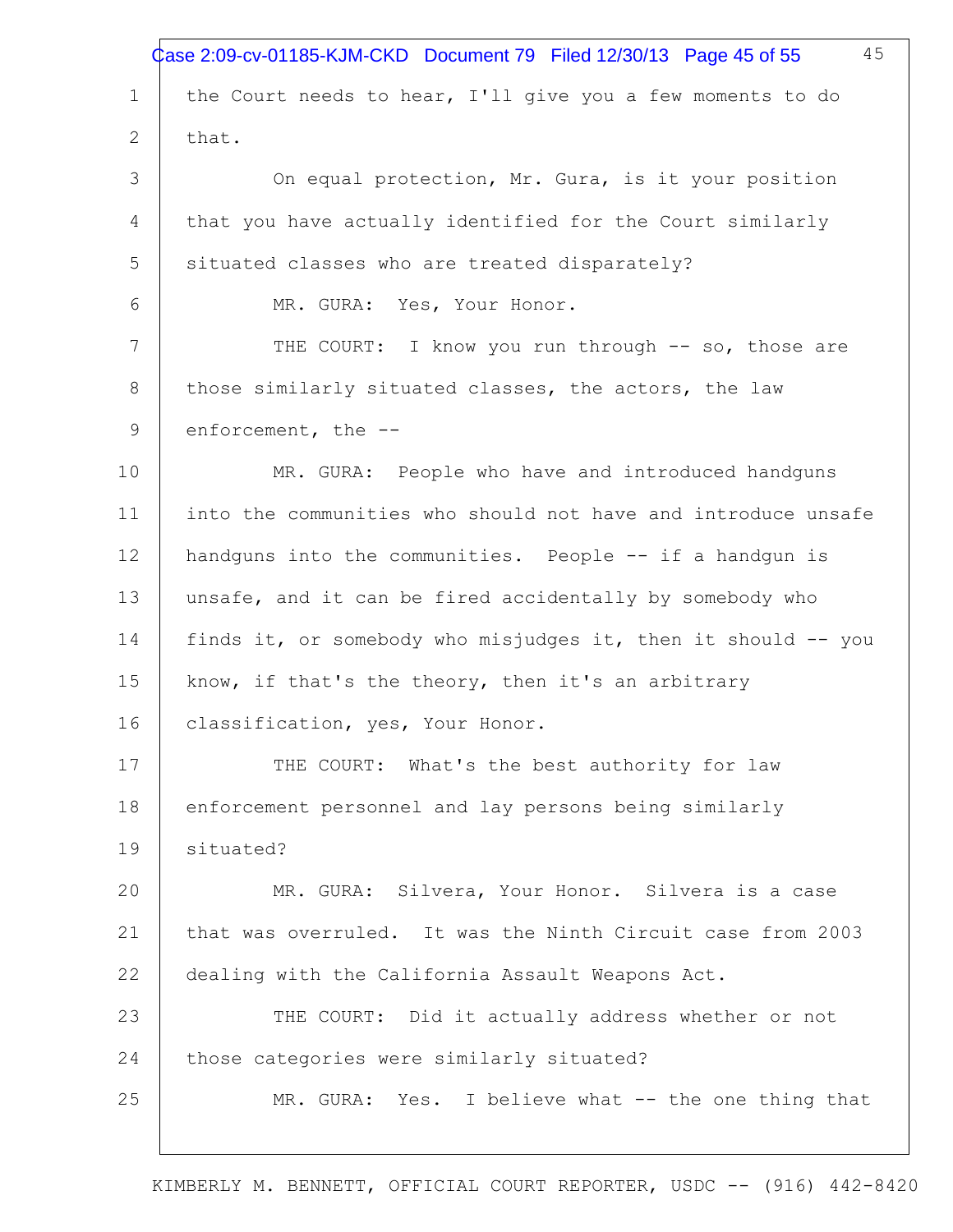the Court needs to hear, I'll give you a few moments to do that.

On equal protection, Mr. Gura, is it your position that you have actually identified for the Court similarly situated classes who are treated disparately?

MR. GURA: Yes, Your Honor.

THE COURT: I know you run through -- so, those are those similarly situated classes, the actors, the law enforcement, the --

MR. GURA: People who have and introduced handguns into the communities who should not have and introduce unsafe handguns into the communities. People -- if a handgun is unsafe, and it can be fired accidentally by somebody who finds it, or somebody who misjudges it, then it should -- you know, if that's the theory, then it's an arbitrary classification, yes, Your Honor.

THE COURT: What's the best authority for law enforcement personnel and lay persons being similarly situated?

MR. GURA: Silvera, Your Honor. Silvera is a case that was overruled. It was the Ninth Circuit case from 2003 dealing with the California Assault Weapons Act.

THE COURT: Did it actually address whether or not those categories were similarly situated?

MR. GURA: Yes. I believe what -- the one thing that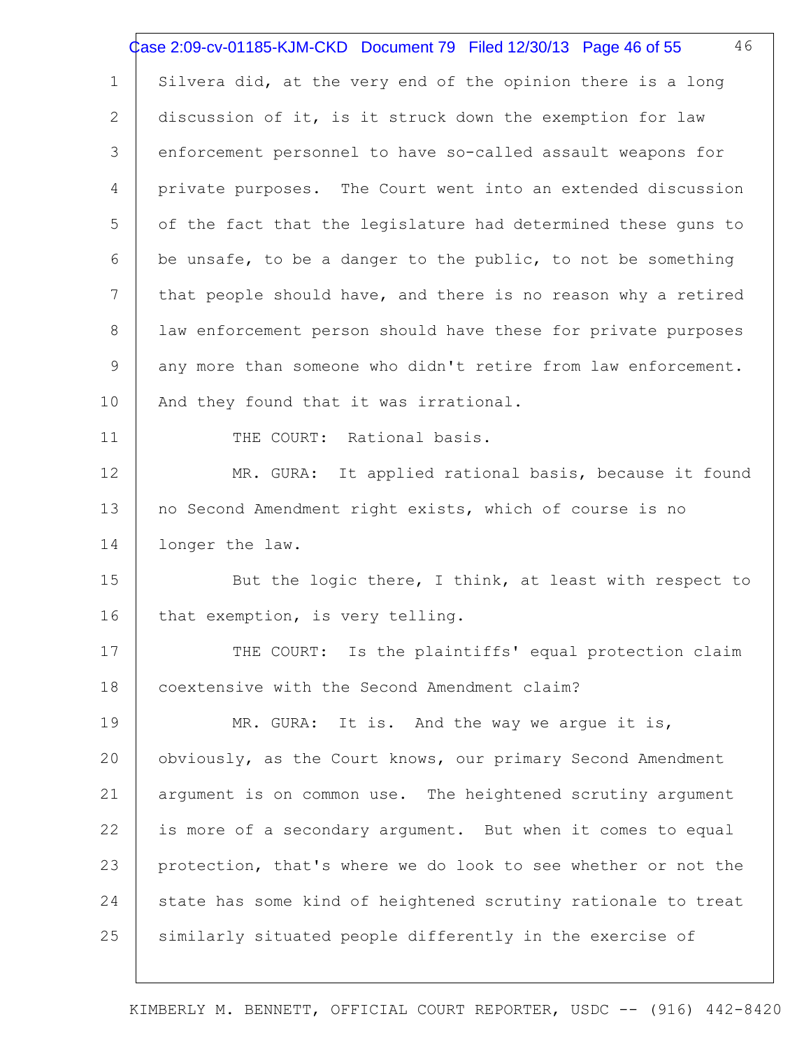Silvera did, at the very end of the opinion there is a long discussion of it, is it struck down the exemption for law enforcement personnel to have so-called assault weapons for private purposes. The Court went into an extended discussion of the fact that the legislature had determined these guns to be unsafe, to be a danger to the public, to not be something that people should have, and there is no reason why a retired law enforcement person should have these for private purposes any more than someone who didn't retire from law enforcement. And they found that it was irrational.

THE COURT: Rational basis.

MR. GURA: It applied rational basis, because it found no Second Amendment right exists, which of course is no longer the law.

But the logic there, I think, at least with respect to that exemption, is very telling.

THE COURT: Is the plaintiffs' equal protection claim coextensive with the Second Amendment claim?

MR. GURA: It is. And the way we argue it is, obviously, as the Court knows, our primary Second Amendment argument is on common use. The heightened scrutiny argument is more of a secondary argument. But when it comes to equal protection, that's where we do look to see whether or not the state has some kind of heightened scrutiny rationale to treat similarly situated people differently in the exercise of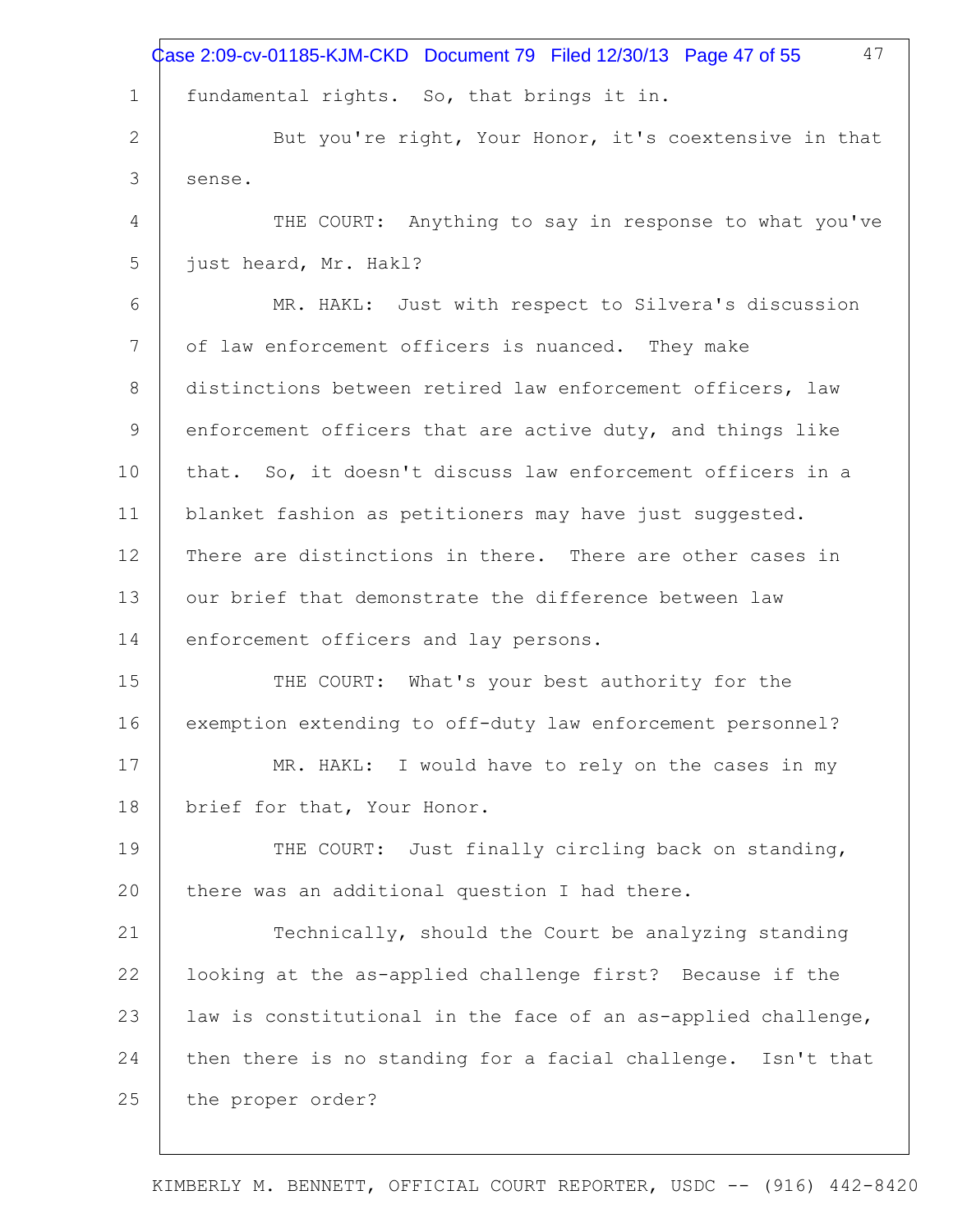fundamental rights. So, that brings it in.

But you're right, Your Honor, it's coextensive in that sense.

THE COURT: Anything to say in response to what you've just heard, Mr. Hakl?

MR. HAKL: Just with respect to Silvera's discussion of law enforcement officers is nuanced. They make distinctions between retired law enforcement officers, law enforcement officers that are active duty, and things like that. So, it doesn't discuss law enforcement officers in a blanket fashion as petitioners may have just suggested. There are distinctions in there. There are other cases in our brief that demonstrate the difference between law enforcement officers and lay persons.

THE COURT: What's your best authority for the exemption extending to off-duty law enforcement personnel?

MR. HAKL: I would have to rely on the cases in my brief for that, Your Honor.

THE COURT: Just finally circling back on standing, there was an additional question I had there.

Technically, should the Court be analyzing standing looking at the as-applied challenge first? Because if the law is constitutional in the face of an as-applied challenge, then there is no standing for a facial challenge. Isn't that the proper order?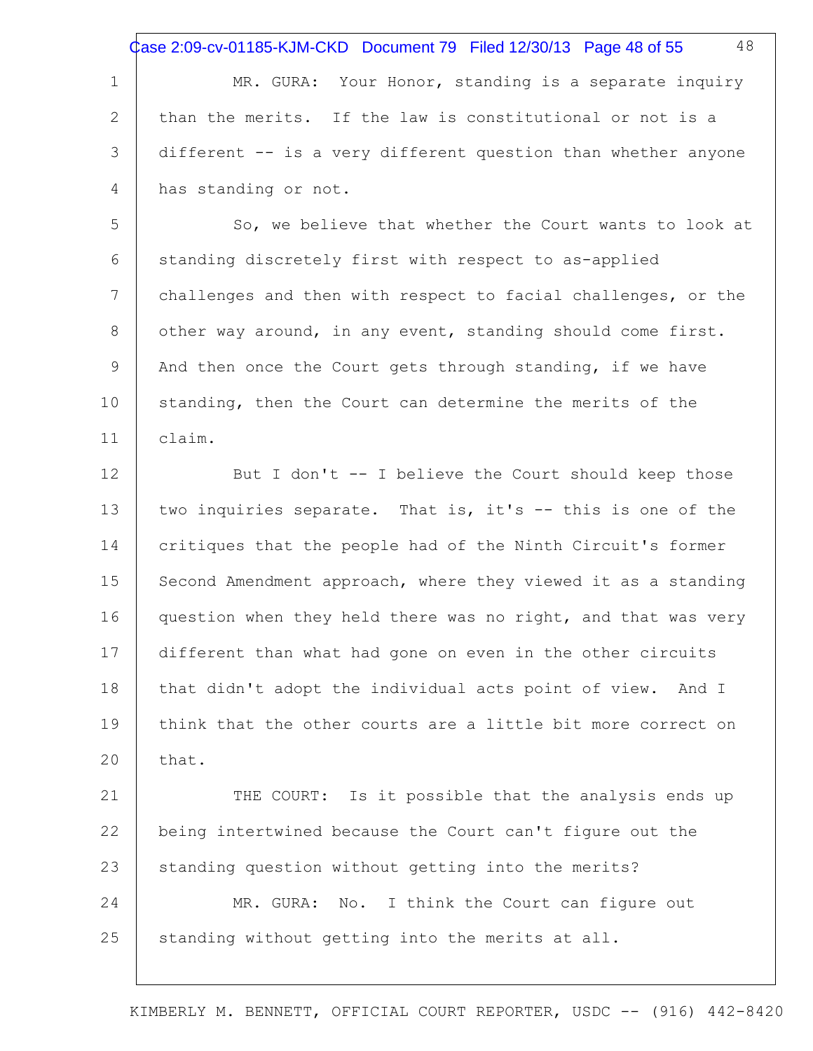MR. GURA: Your Honor, standing is a separate inquiry than the merits. If the law is constitutional or not is a different -- is a very different question than whether anyone has standing or not.

So, we believe that whether the Court wants to look at standing discretely first with respect to as-applied challenges and then with respect to facial challenges, or the other way around, in any event, standing should come first. And then once the Court gets through standing, if we have standing, then the Court can determine the merits of the claim.

But I don't -- I believe the Court should keep those two inquiries separate. That is, it's -- this is one of the critiques that the people had of the Ninth Circuit's former Second Amendment approach, where they viewed it as a standing question when they held there was no right, and that was very different than what had gone on even in the other circuits that didn't adopt the individual acts point of view. And I think that the other courts are a little bit more correct on that.

THE COURT: Is it possible that the analysis ends up being intertwined because the Court can't figure out the standing question without getting into the merits?

MR. GURA: No. I think the Court can figure out standing without getting into the merits at all.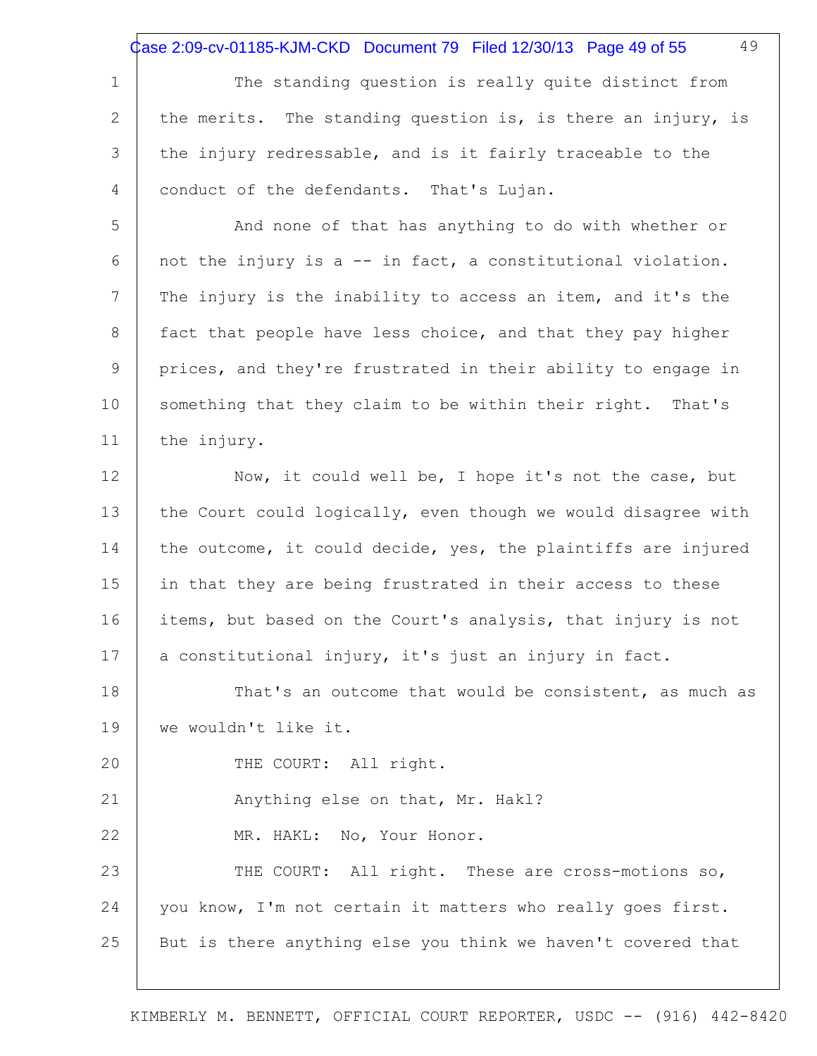The standing question is really quite distinct from the merits. The standing question is, is there an injury, is the injury redressable, and is it fairly traceable to the conduct of the defendants. That's Lujan.

And none of that has anything to do with whether or not the injury is a -- in fact, a constitutional violation. The injury is the inability to access an item, and it's the fact that people have less choice, and that they pay higher prices, and they're frustrated in their ability to engage in something that they claim to be within their right. That's the injury.

Now, it could well be, I hope it's not the case, but the Court could logically, even though we would disagree with the outcome, it could decide, yes, the plaintiffs are injured in that they are being frustrated in their access to these items, but based on the Court's analysis, that injury is not a constitutional injury, it's just an injury in fact.

That's an outcome that would be consistent, as much as we wouldn't like it.

THE COURT: All right.

Anything else on that, Mr. Hakl?

MR. HAKL: No, Your Honor.

THE COURT: All right. These are cross-motions so, you know, I'm not certain it matters who really goes first. But is there anything else you think we haven't covered that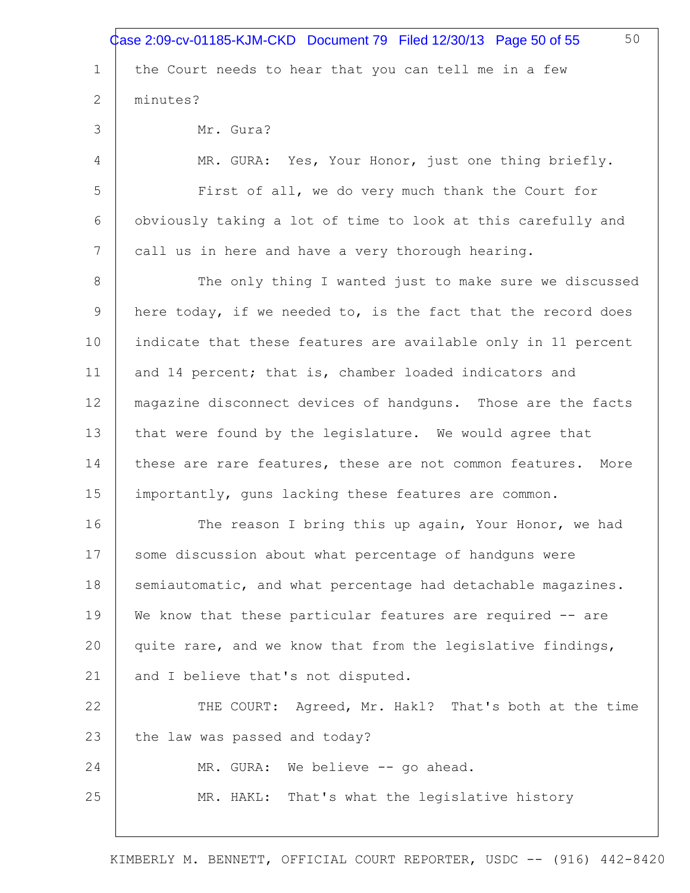the Court needs to hear that you can tell me in a few minutes?

Mr. Gura?

MR. GURA: Yes, Your Honor, just one thing briefly.

First of all, we do very much thank the Court for obviously taking a lot of time to look at this carefully and call us in here and have a very thorough hearing.

The only thing I wanted just to make sure we discussed here today, if we needed to, is the fact that the record does indicate that these features are available only in 11 percent and 14 percent; that is, chamber loaded indicators and magazine disconnect devices of handguns. Those are the facts that were found by the legislature. We would agree that these are rare features, these are not common features. More importantly, guns lacking these features are common.

The reason I bring this up again, Your Honor, we had some discussion about what percentage of handguns were semiautomatic, and what percentage had detachable magazines. We know that these particular features are required -- are quite rare, and we know that from the legislative findings, and I believe that's not disputed.

THE COURT: Agreed, Mr. Hakl? That's both at the time the law was passed and today?

MR. GURA: We believe -- go ahead.

MR. HAKL: That's what the legislative history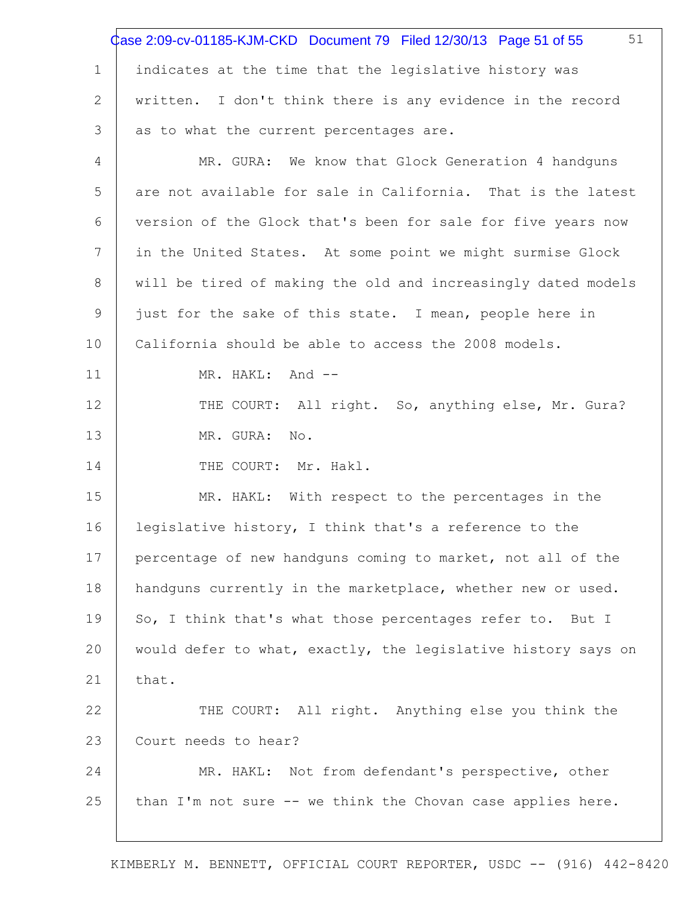indicates at the time that the legislative history was written. I don't think there is any evidence in the record as to what the current percentages are.

MR. GURA: We know that Glock Generation 4 handguns are not available for sale in California. That is the latest version of the Glock that's been for sale for five years now in the United States. At some point we might surmise Glock will be tired of making the old and increasingly dated models just for the sake of this state. I mean, people here in California should be able to access the 2008 models.

MR. HAKL: And --

THE COURT: All right. So, anything else, Mr. Gura?

MR. GURA: No.

THE COURT: Mr. Hakl.

MR. HAKL: With respect to the percentages in the legislative history, I think that's a reference to the percentage of new handguns coming to market, not all of the handguns currently in the marketplace, whether new or used. So, I think that's what those percentages refer to. But I would defer to what, exactly, the legislative history says on that.

THE COURT: All right. Anything else you think the Court needs to hear?

MR. HAKL: Not from defendant's perspective, other than I'm not sure -- we think the Chovan case applies here.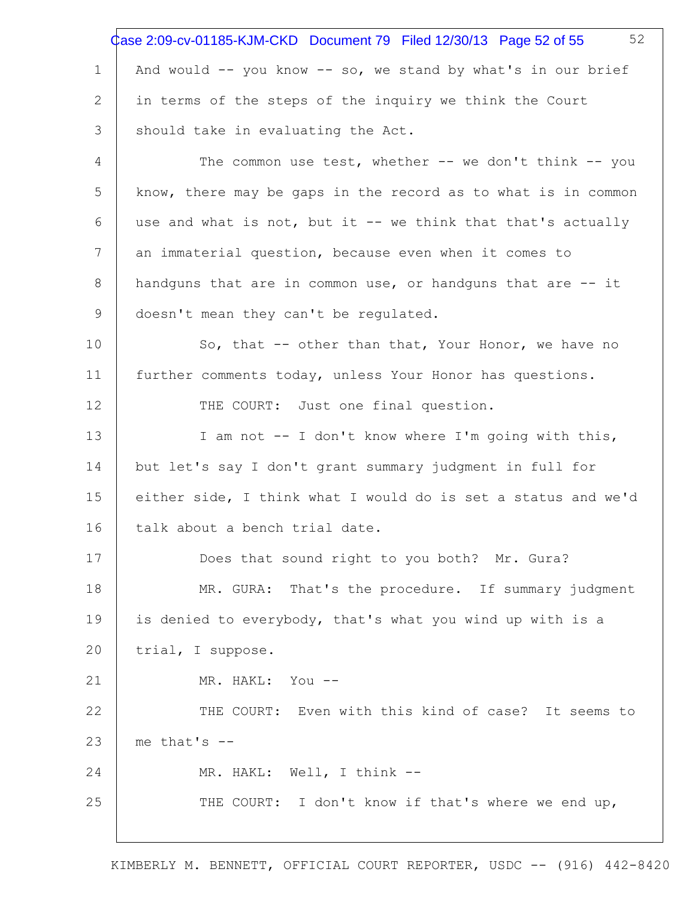And would -- you know -- so, we stand by what's in our brief in terms of the steps of the inquiry we think the Court should take in evaluating the Act.

The common use test, whether -- we don't think -- you know, there may be gaps in the record as to what is in common use and what is not, but it -- we think that that's actually an immaterial question, because even when it comes to handguns that are in common use, or handguns that are -- it doesn't mean they can't be regulated.

So, that -- other than that, Your Honor, we have no further comments today, unless Your Honor has questions.

THE COURT: Just one final question.

I am not -- I don't know where I'm going with this, but let's say I don't grant summary judgment in full for either side, I think what I would do is set a status and we'd talk about a bench trial date.

Does that sound right to you both? Mr. Gura?

MR. GURA: That's the procedure. If summary judgment is denied to everybody, that's what you wind up with is a trial, I suppose.

MR. HAKL: You --

THE COURT: Even with this kind of case? It seems to me that's --

MR. HAKL: Well, I think --

THE COURT: I don't know if that's where we end up,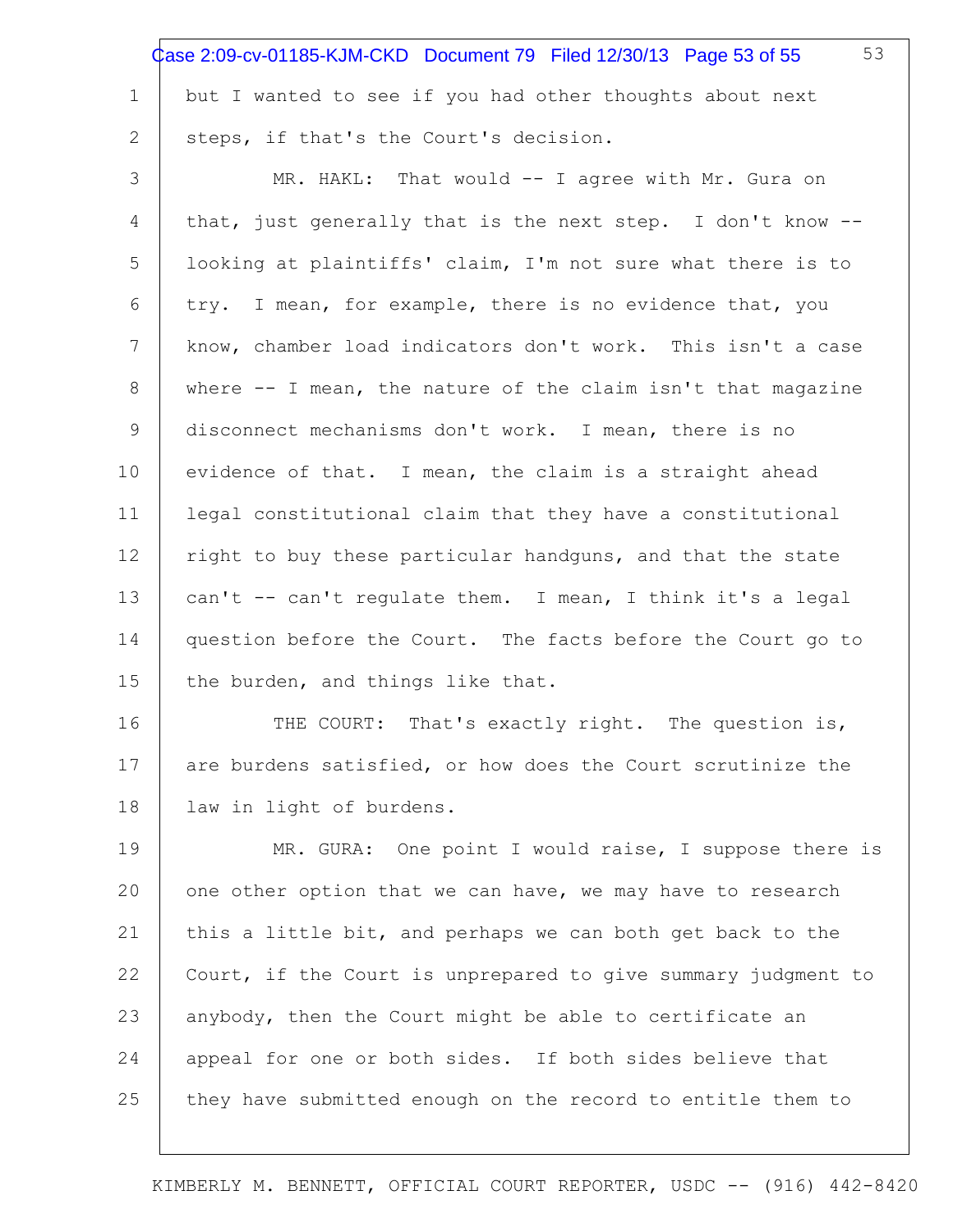but I wanted to see if you had other thoughts about next steps, if that's the Court's decision.

MR. HAKL: That would -- I agree with Mr. Gura on that, just generally that is the next step. I don't know -- looking at plaintiffs' claim, I'm not sure what there is to try. I mean, for example, there is no evidence that, you know, chamber load indicators don't work. This isn't a case where -- I mean, the nature of the claim isn't that magazine disconnect mechanisms don't work. I mean, there is no evidence of that. I mean, the claim is a straight ahead legal constitutional claim that they have a constitutional right to buy these particular handguns, and that the state can't -- can't regulate them. I mean, I think it's a legal question before the Court. The facts before the Court go to the burden, and things like that.

THE COURT: That's exactly right. The question is, are burdens satisfied, or how does the Court scrutinize the law in light of burdens.

MR. GURA: One point I would raise, I suppose there is one other option that we can have, we may have to research this a little bit, and perhaps we can both get back to the Court, if the Court is unprepared to give summary judgment to anybody, then the Court might be able to certificate an appeal for one or both sides. If both sides believe that they have submitted enough on the record to entitle them to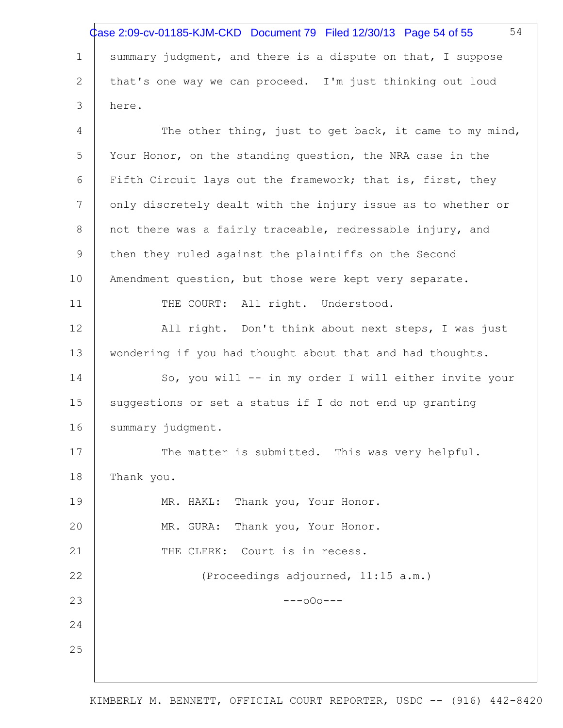summary judgment, and there is a dispute on that, I suppose that's one way we can proceed. I'm just thinking out loud here.

The other thing, just to get back, it came to my mind, Your Honor, on the standing question, the NRA case in the Fifth Circuit lays out the framework; that is, first, they only discretely dealt with the injury issue as to whether or not there was a fairly traceable, redressable injury, and then they ruled against the plaintiffs on the Second Amendment question, but those were kept very separate.

THE COURT: All right. Understood.

All right. Don't think about next steps, I was just wondering if you had thought about that and had thoughts.

So, you will -- in my order I will either invite your suggestions or set a status if I do not end up granting summary judgment.

The matter is submitted. This was very helpful. Thank you.

MR. HAKL: Thank you, Your Honor.

MR. GURA: Thank you, Your Honor.

THE CLERK: Court is in recess.

(Proceedings adjourned, 11:15 a.m.)

---oOo---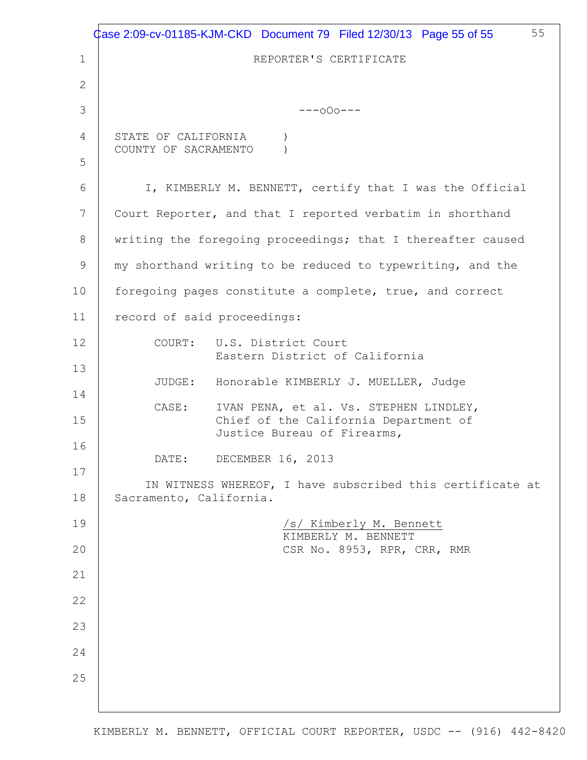# REPORTER'S CERTIFICATE

---oOo---

STATE OF CALIFORNIA )
COUNTY OF SACRAMENTO )

I, KIMBERLY M. BENNETT, certify that I was the Official Court Reporter, and that I reported verbatim in shorthand writing the foregoing proceedings; that I thereafter caused my shorthand writing to be reduced to typewriting, and the foregoing pages constitute a complete, true, and correct record of said proceedings:

COURT: U.S. District Court
Eastern District of California

JUDGE: Honorable KIMBERLY J. MUELLER, Judge

CASE: IVAN PENA, et al. Vs. STEPHEN LINDLEY, Chief of the California Department of Justice Bureau of Firearms,

DATE: DECEMBER 16, 2013

IN WITNESS WHEREOF, I have subscribed this certificate at Sacramento, California.

/s/ Kimberly M. Bennett
KIMBERLY M. BENNETT
CSR No. 8953, RPR, CRR, RMR